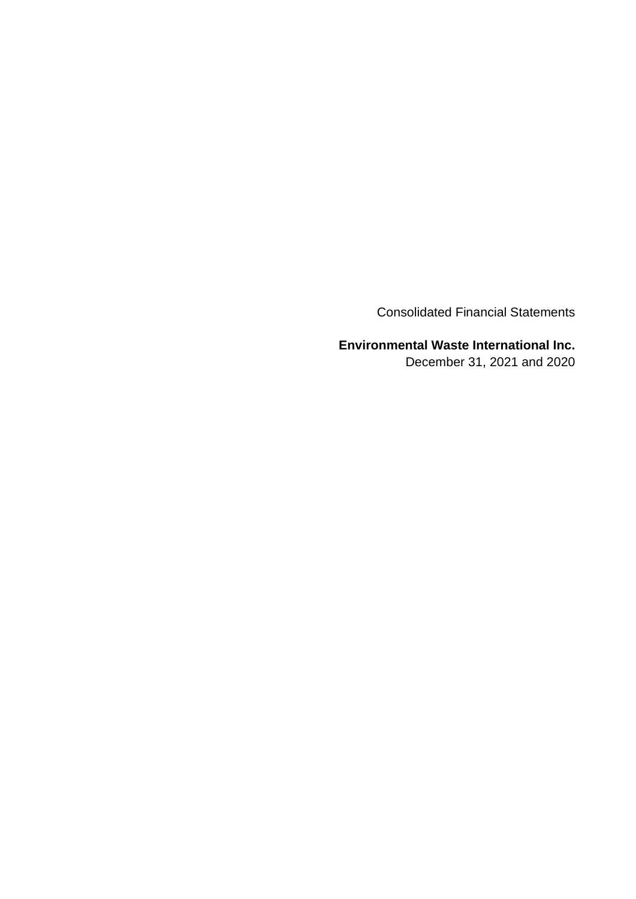Consolidated Financial Statements

**Environmental Waste International Inc.**

December 31, 2021 and 2020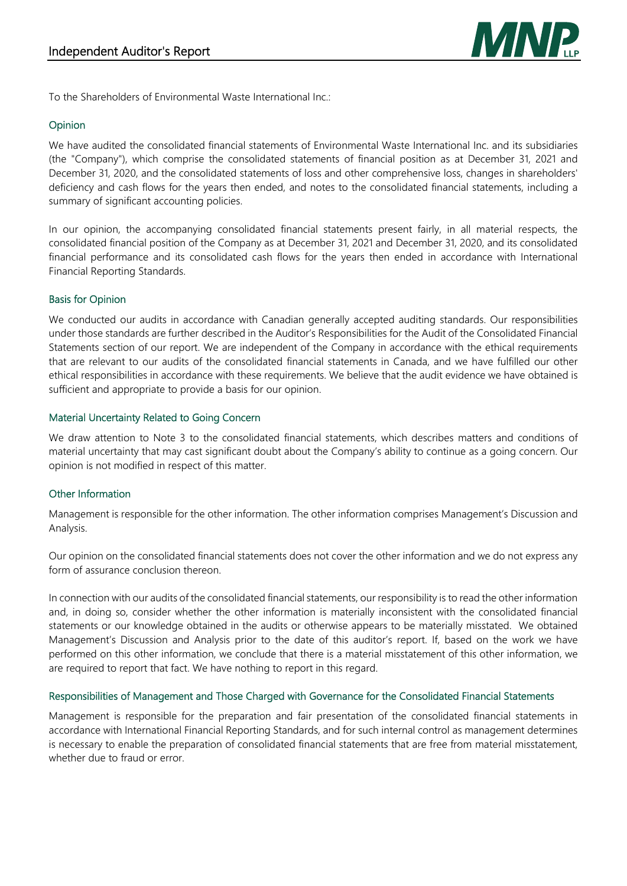# Independent Auditor's Report

To the Shareholders of Environmental Waste International Inc.:

## Opinion

We have audited the consolidated financial statements of Environmental Waste International Inc. and its subsidiaries (the "Company"), which comprise the consolidated statements of financial position as at December 31, 2021 and December 31, 2020, and the consolidated statements of loss and other comprehensive loss, changes in shareholders' deficiency and cash flows for the years then ended, and notes to the consolidated financial statements, including a summary of significant accounting policies.

In our opinion, the accompanying consolidated financial statements present fairly, in all material respects, the consolidated financial position of the Company as at December 31, 2021 and December 31, 2020, and its consolidated financial performance and its consolidated cash flows for the years then ended in accordance with International Financial Reporting Standards.

## Basis for Opinion

We conducted our audits in accordance with Canadian generally accepted auditing standards. Our responsibilities under those standards are further described in the Auditor's Responsibilities for the Audit of the Consolidated Financial Statements section of our report. We are independent of the Company in accordance with the ethical requirements that are relevant to our audits of the consolidated financial statements in Canada, and we have fulfilled our other ethical responsibilities in accordance with these requirements. We believe that the audit evidence we have obtained is sufficient and appropriate to provide a basis for our opinion.

## Material Uncertainty Related to Going Concern

We draw attention to Note 3 to the consolidated financial statements, which describes matters and conditions of material uncertainty that may cast significant doubt about the Company's ability to continue as a going concern. Our opinion is not modified in respect of this matter.

## Other Information

Management is responsible for the other information. The other information comprises Management's Discussion and Analysis.

Our opinion on the consolidated financial statements does not cover the other information and we do not express any form of assurance conclusion thereon.

In connection with our audits of the consolidated financial statements, our responsibility is to read the other information and, in doing so, consider whether the other information is materially inconsistent with the consolidated financial statements or our knowledge obtained in the audits or otherwise appears to be materially misstated. We obtained Management's Discussion and Analysis prior to the date of this auditor's report. If, based on the work we have performed on this other information, we conclude that there is a material misstatement of this other information, we are required to report that fact. We have nothing to report in this regard.

## Responsibilities of Management and Those Charged with Governance for the Consolidated Financial Statements

Management is responsible for the preparation and fair presentation of the consolidated financial statements in accordance with International Financial Reporting Standards, and for such internal control as management determines is necessary to enable the preparation of consolidated financial statements that are free from material misstatement, whether due to fraud or error.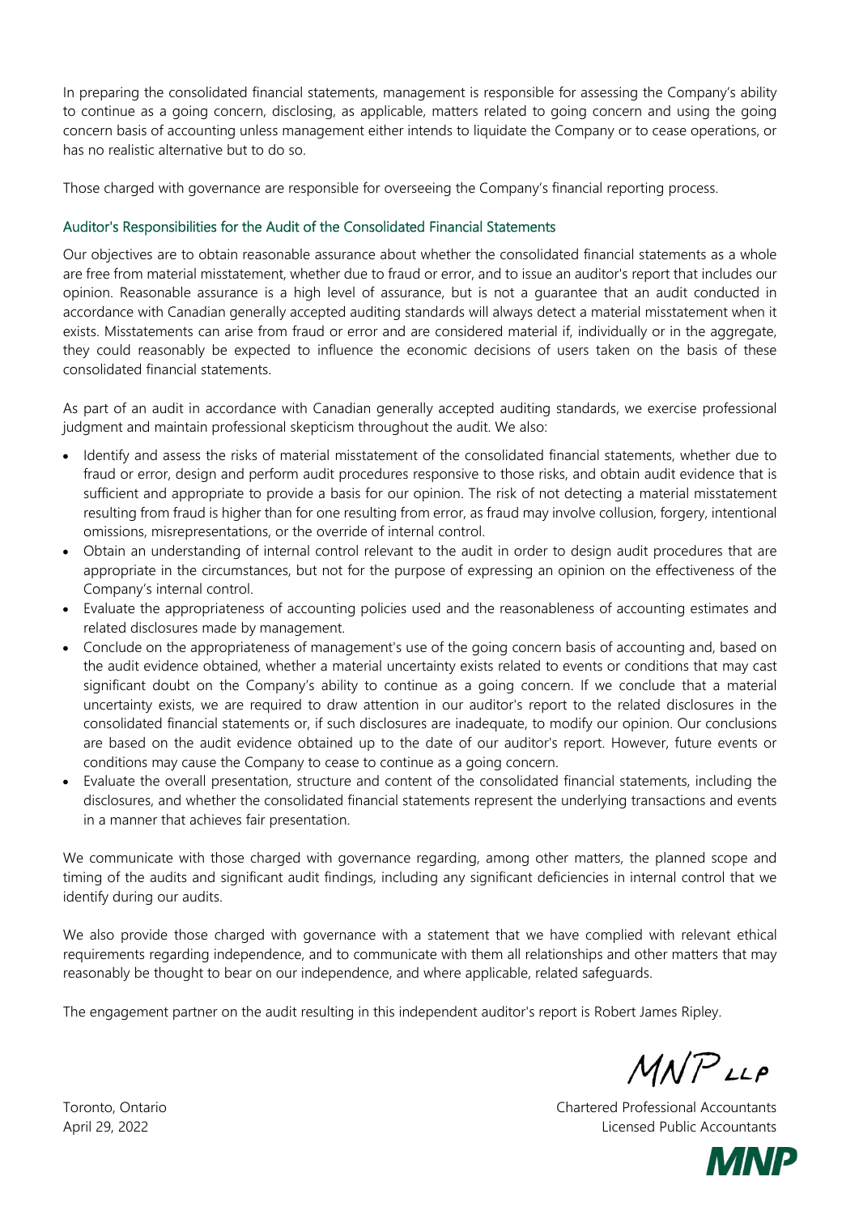In preparing the consolidated financial statements, management is responsible for assessing the Company's ability to continue as a going concern, disclosing, as applicable, matters related to going concern and using the going concern basis of accounting unless management either intends to liquidate the Company or to cease operations, or has no realistic alternative but to do so.

Those charged with governance are responsible for overseeing the Company's financial reporting process.

## Auditor's Responsibilities for the Audit of the Consolidated Financial Statements

Our objectives are to obtain reasonable assurance about whether the consolidated financial statements as a whole are free from material misstatement, whether due to fraud or error, and to issue an auditor's report that includes our opinion. Reasonable assurance is a high level of assurance, but is not a guarantee that an audit conducted in accordance with Canadian generally accepted auditing standards will always detect a material misstatement when it exists. Misstatements can arise from fraud or error and are considered material if, individually or in the aggregate, they could reasonably be expected to influence the economic decisions of users taken on the basis of these consolidated financial statements.

As part of an audit in accordance with Canadian generally accepted auditing standards, we exercise professional judgment and maintain professional skepticism throughout the audit. We also:

- Identify and assess the risks of material misstatement of the consolidated financial statements, whether due to fraud or error, design and perform audit procedures responsive to those risks, and obtain audit evidence that is sufficient and appropriate to provide a basis for our opinion. The risk of not detecting a material misstatement resulting from fraud is higher than for one resulting from error, as fraud may involve collusion, forgery, intentional omissions, misrepresentations, or the override of internal control.
- Obtain an understanding of internal control relevant to the audit in order to design audit procedures that are appropriate in the circumstances, but not for the purpose of expressing an opinion on the effectiveness of the Company's internal control.
- Evaluate the appropriateness of accounting policies used and the reasonableness of accounting estimates and related disclosures made by management.
- Conclude on the appropriateness of management's use of the going concern basis of accounting and, based on the audit evidence obtained, whether a material uncertainty exists related to events or conditions that may cast significant doubt on the Company's ability to continue as a going concern. If we conclude that a material uncertainty exists, we are required to draw attention in our auditor's report to the related disclosures in the consolidated financial statements or, if such disclosures are inadequate, to modify our opinion. Our conclusions are based on the audit evidence obtained up to the date of our auditor's report. However, future events or conditions may cause the Company to cease to continue as a going concern.
- Evaluate the overall presentation, structure and content of the consolidated financial statements, including the disclosures, and whether the consolidated financial statements represent the underlying transactions and events in a manner that achieves fair presentation.

We communicate with those charged with governance regarding, among other matters, the planned scope and timing of the audits and significant audit findings, including any significant deficiencies in internal control that we identify during our audits.

We also provide those charged with governance with a statement that we have complied with relevant ethical requirements regarding independence, and to communicate with them all relationships and other matters that may reasonably be thought to bear on our independence, and where applicable, related safeguards.

The engagement partner on the audit resulting in this independent auditor's report is Robert James Ripley.

MNP LLP

Toronto, Ontario
April 29, 2022

Chartered Professional Accountants
Licensed Public Accountants

MNP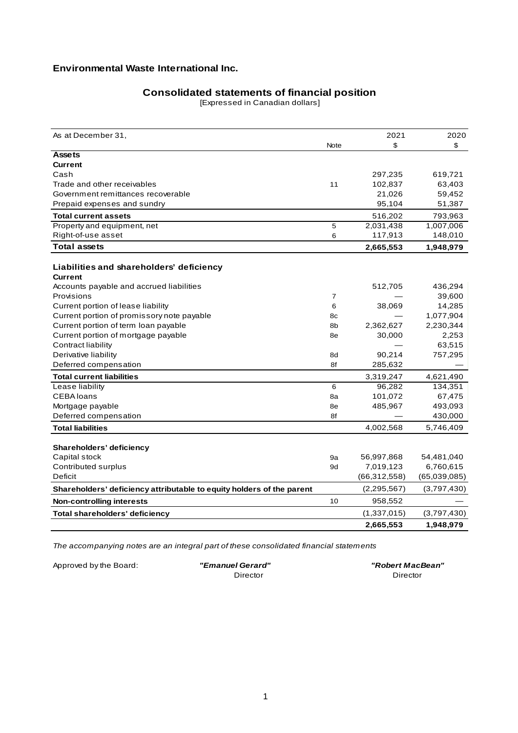**Environmental Waste International Inc.**

## Consolidated statements of financial position

[Expressed in Canadian dollars]

| As at December 31, | Note | 2021<br>$ | 2020<br>$ |
|---|---|---|---|
| **Assets** | | | |
| **Current** | | | |
| Cash | | 297,235 | 619,721 |
| Trade and other receivables | 11 | 102,837 | 63,403 |
| Government remittances recoverable | | 21,026 | 59,452 |
| Prepaid expenses and sundry | | 95,104 | 51,387 |
| **Total current assets** | | 516,202 | 793,963 |
| Property and equipment, net | 5 | 2,031,438 | 1,007,006 |
| Right-of-use asset | 6 | 117,913 | 148,010 |
| **Total assets** | | **2,665,553** | **1,948,979** |
| | | | |
| **Liabilities and shareholders' deficiency** | | | |
| **Current** | | | |
| Accounts payable and accrued liabilities | | 512,705 | 436,294 |
| Provisions | 7 | — | 39,600 |
| Current portion of lease liability | 6 | 38,069 | 14,285 |
| Current portion of promissory note payable | 8c | — | 1,077,904 |
| Current portion of term loan payable | 8b | 2,362,627 | 2,230,344 |
| Current portion of mortgage payable | 8e | 30,000 | 2,253 |
| Contract liability | | — | 63,515 |
| Derivative liability | 8d | 90,214 | 757,295 |
| Deferred compensation | 8f | 285,632 | — |
| **Total current liabilities** | | 3,319,247 | 4,621,490 |
| Lease liability | 6 | 96,282 | 134,351 |
| CEBA loans | 8a | 101,072 | 67,475 |
| Mortgage payable | 8e | 485,967 | 493,093 |
| Deferred compensation | 8f | — | 430,000 |
| **Total liabilities** | | 4,002,568 | 5,746,409 |
| | | | |
| **Shareholders' deficiency** | | | |
| Capital stock | 9a | 56,997,868 | 54,481,040 |
| Contributed surplus | 9d | 7,019,123 | 6,760,615 |
| Deficit | | (66,312,558) | (65,039,085) |
| **Shareholders' deficiency attributable to equity holders of the parent** | | (2,295,567) | (3,797,430) |
| **Non-controlling interests** | 10 | 958,552 | — |
| **Total shareholders' deficiency** | | (1,337,015) | (3,797,430) |
| | | **2,665,553** | **1,948,979** |

*The accompanying notes are an integral part of these consolidated financial statements*

Approved by the Board: ***"Emanuel Gerard"*** Director ***"Robert MacBean"*** Director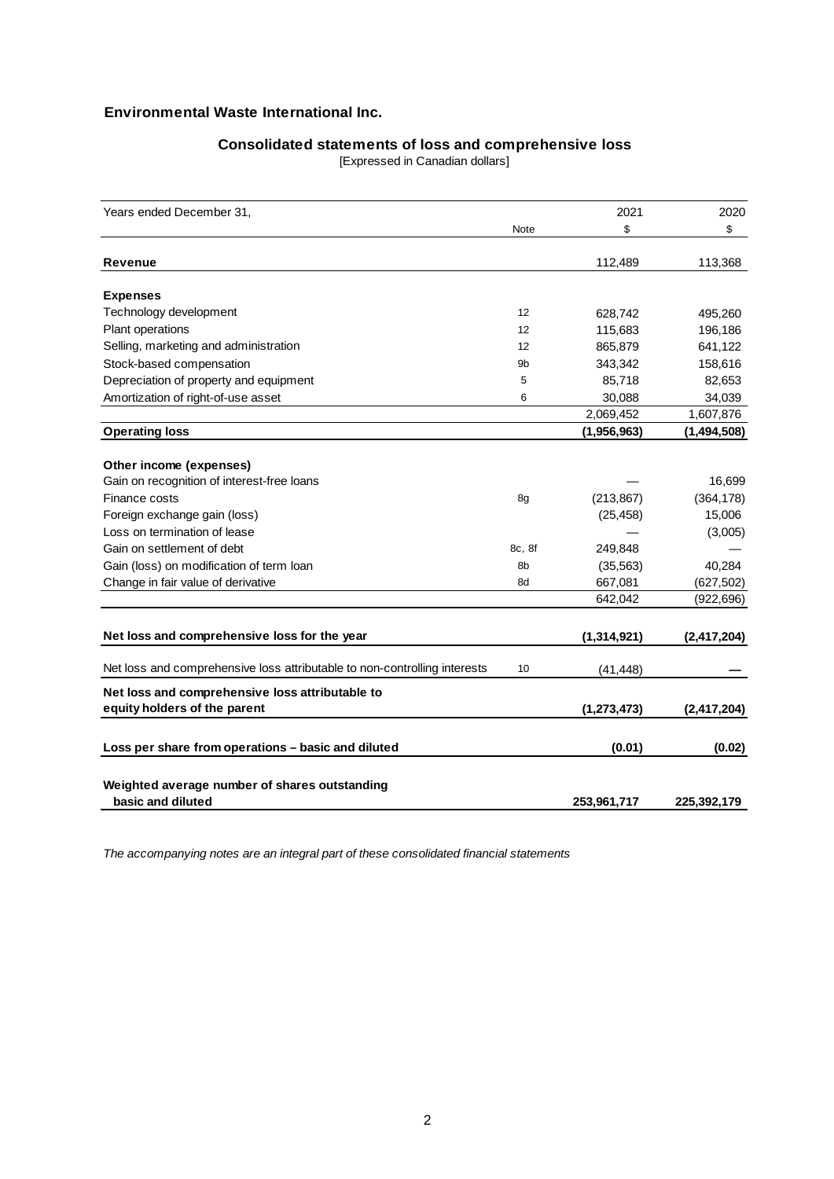**Environmental Waste International Inc.**

## Consolidated statements of loss and comprehensive loss

[Expressed in Canadian dollars]

| Years ended December 31, | Note | 2021<br>$ | 2020<br>$ |
|---|---|---|---|
| **Revenue** | | 112,489 | 113,368 |
| | | | |
| **Expenses** | | | |
| Technology development | 12 | 628,742 | 495,260 |
| Plant operations | 12 | 115,683 | 196,186 |
| Selling, marketing and administration | 12 | 865,879 | 641,122 |
| Stock-based compensation | 9b | 343,342 | 158,616 |
| Depreciation of property and equipment | 5 | 85,718 | 82,653 |
| Amortization of right-of-use asset | 6 | 30,088 | 34,039 |
| | | 2,069,452 | 1,607,876 |
| **Operating loss** | | **(1,956,963)** | **(1,494,508)** |
| | | | |
| **Other income (expenses)** | | | |
| Gain on recognition of interest-free loans | | — | 16,699 |
| Finance costs | 8g | (213,867) | (364,178) |
| Foreign exchange gain (loss) | | (25,458) | 15,006 |
| Loss on termination of lease | | — | (3,005) |
| Gain on settlement of debt | 8c, 8f | 249,848 | — |
| Gain (loss) on modification of term loan | 8b | (35,563) | 40,284 |
| Change in fair value of derivative | 8d | 667,081 | (627,502) |
| | | 642,042 | (922,696) |
| | | | |
| **Net loss and comprehensive loss for the year** | | **(1,314,921)** | **(2,417,204)** |
| | | | |
| Net loss and comprehensive loss attributable to non-controlling interests | 10 | (41,448) | **—** |
| **Net loss and comprehensive loss attributable to equity holders of the parent** | | **(1,273,473)** | **(2,417,204)** |
| | | | |
| **Loss per share from operations – basic and diluted** | | **(0.01)** | **(0.02)** |
| | | | |
| **Weighted average number of shares outstanding basic and diluted** | | **253,961,717** | **225,392,179** |

*The accompanying notes are an integral part of these consolidated financial statements*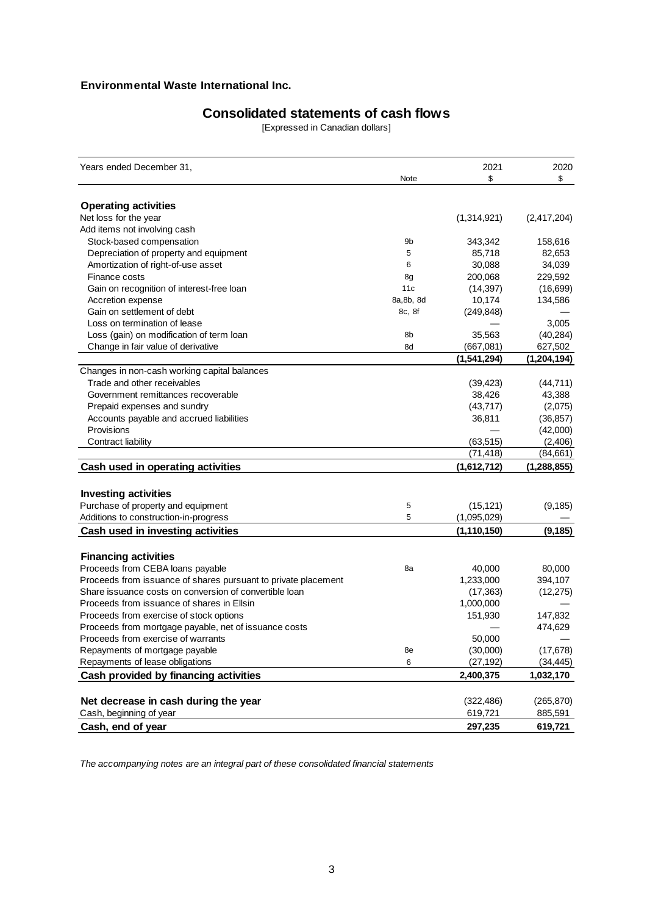**Environmental Waste International Inc.**

## Consolidated statements of cash flows

[Expressed in Canadian dollars]

| Years ended December 31, | Note | 2021<br>$ | 2020<br>$ |
|---|---|---|---|
| **Operating activities** | | | |
| Net loss for the year | | (1,314,921) | (2,417,204) |
| Add items not involving cash | | | |
| Stock-based compensation | 9b | 343,342 | 158,616 |
| Depreciation of property and equipment | 5 | 85,718 | 82,653 |
| Amortization of right-of-use asset | 6 | 30,088 | 34,039 |
| Finance costs | 8g | 200,068 | 229,592 |
| Gain on recognition of interest-free loan | 11c | (14,397) | (16,699) |
| Accretion expense | 8a,8b, 8d | 10,174 | 134,586 |
| Gain on settlement of debt | 8c, 8f | (249,848) | — |
| Loss on termination of lease | | — | 3,005 |
| Loss (gain) on modification of term loan | 8b | 35,563 | (40,284) |
| Change in fair value of derivative | 8d | (667,081) | 627,502 |
| | | **(1,541,294)** | **(1,204,194)** |
| Changes in non-cash working capital balances | | | |
| Trade and other receivables | | (39,423) | (44,711) |
| Government remittances recoverable | | 38,426 | 43,388 |
| Prepaid expenses and sundry | | (43,717) | (2,075) |
| Accounts payable and accrued liabilities | | 36,811 | (36,857) |
| Provisions | | — | (42,000) |
| Contract liability | | (63,515) | (2,406) |
| | | (71,418) | (84,661) |
| **Cash used in operating activities** | | **(1,612,712)** | **(1,288,855)** |
| **Investing activities** | | | |
| Purchase of property and equipment | 5 | (15,121) | (9,185) |
| Additions to construction-in-progress | 5 | (1,095,029) | — |
| **Cash used in investing activities** | | **(1,110,150)** | **(9,185)** |
| **Financing activities** | | | |
| Proceeds from CEBA loans payable | 8a | 40,000 | 80,000 |
| Proceeds from issuance of shares pursuant to private placement | | 1,233,000 | 394,107 |
| Share issuance costs on conversion of convertible loan | | (17,363) | (12,275) |
| Proceeds from issuance of shares in Ellsin | | 1,000,000 | — |
| Proceeds from exercise of stock options | | 151,930 | 147,832 |
| Proceeds from mortgage payable, net of issuance costs | | — | 474,629 |
| Proceeds from exercise of warrants | | 50,000 | — |
| Repayments of mortgage payable | 8e | (30,000) | (17,678) |
| Repayments of lease obligations | 6 | (27,192) | (34,445) |
| **Cash provided by financing activities** | | **2,400,375** | **1,032,170** |
| **Net decrease in cash during the year** | | (322,486) | (265,870) |
| Cash, beginning of year | | 619,721 | 885,591 |
| **Cash, end of year** | | **297,235** | **619,721** |

*The accompanying notes are an integral part of these consolidated financial statements*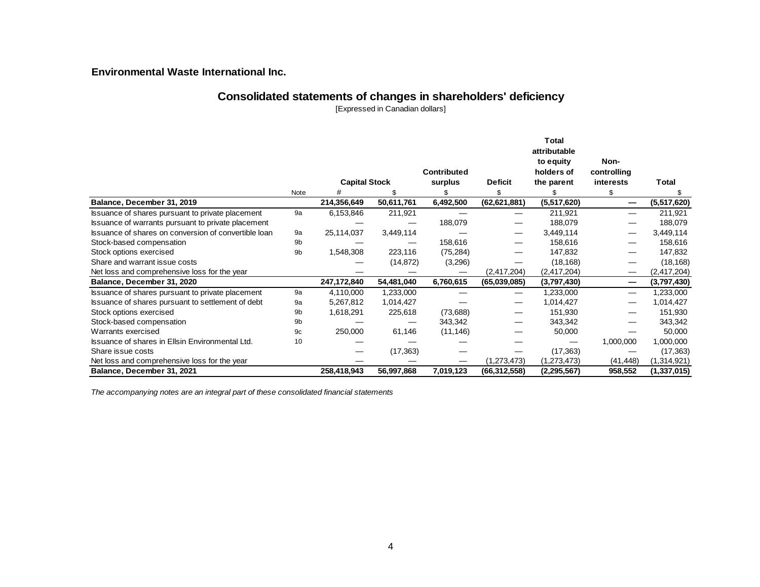**Environmental Waste International Inc.**

## Consolidated statements of changes in shareholders' deficiency

[Expressed in Canadian dollars]

| | Note | Capital Stock | | Contributed surplus | Deficit | Total attributable to equity holders of the parent | Non-controlling interests | Total |
|---|---|---|---|---|---|---|---|---|
| | | # | $ | $ | $ | $ | $ | $ |
| **Balance, December 31, 2019** | | **214,356,649** | **50,611,761** | **6,492,500** | **(62,621,881)** | **(5,517,620)** | **—** | **(5,517,620)** |
| Issuance of shares pursuant to private placement | 9a | 6,153,846 | 211,921 | — | — | 211,921 | — | 211,921 |
| Issuance of warrants pursuant to private placement | | — | — | 188,079 | — | 188,079 | — | 188,079 |
| Issuance of shares on conversion of convertible loan | 9a | 25,114,037 | 3,449,114 | — | — | 3,449,114 | — | 3,449,114 |
| Stock-based compensation | 9b | — | — | 158,616 | — | 158,616 | — | 158,616 |
| Stock options exercised | 9b | 1,548,308 | 223,116 | (75,284) | — | 147,832 | — | 147,832 |
| Share and warrant issue costs | | — | (14,872) | (3,296) | — | (18,168) | — | (18,168) |
| Net loss and comprehensive loss for the year | | — | — | — | (2,417,204) | (2,417,204) | — | (2,417,204) |
| **Balance, December 31, 2020** | | **247,172,840** | **54,481,040** | **6,760,615** | **(65,039,085)** | **(3,797,430)** | **—** | **(3,797,430)** |
| Issuance of shares pursuant to private placement | 9a | 4,110,000 | 1,233,000 | — | — | 1,233,000 | — | 1,233,000 |
| Issuance of shares pursuant to settlement of debt | 9a | 5,267,812 | 1,014,427 | — | — | 1,014,427 | — | 1,014,427 |
| Stock options exercised | 9b | 1,618,291 | 225,618 | (73,688) | — | 151,930 | — | 151,930 |
| Stock-based compensation | 9b | — | — | 343,342 | — | 343,342 | — | 343,342 |
| Warrants exercised | 9c | 250,000 | 61,146 | (11,146) | — | 50,000 | — | 50,000 |
| Issuance of shares in Ellsin Environmental Ltd. | 10 | — | — | — | — | — | 1,000,000 | 1,000,000 |
| Share issue costs | | — | (17,363) | — | — | (17,363) | — | (17,363) |
| Net loss and comprehensive loss for the year | | — | — | — | (1,273,473) | (1,273,473) | (41,448) | (1,314,921) |
| **Balance, December 31, 2021** | | **258,418,943** | **56,997,868** | **7,019,123** | **(66,312,558)** | **(2,295,567)** | **958,552** | **(1,337,015)** |

*The accompanying notes are an integral part of these consolidated financial statements*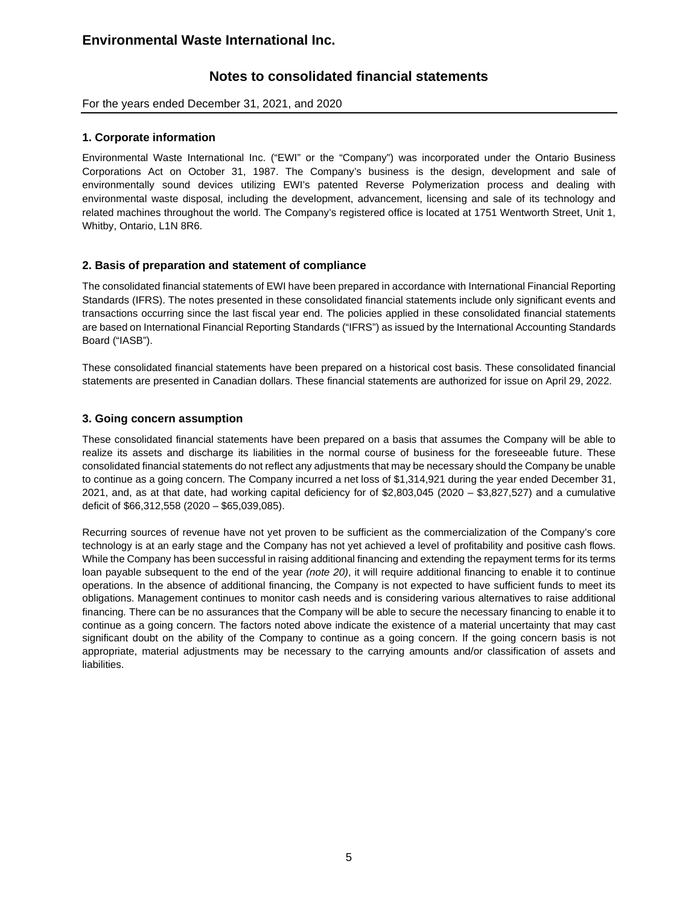## Notes to consolidated financial statements

For the years ended December 31, 2021, and 2020

### 1. Corporate information

Environmental Waste International Inc. ("EWI" or the "Company") was incorporated under the Ontario Business Corporations Act on October 31, 1987. The Company's business is the design, development and sale of environmentally sound devices utilizing EWI's patented Reverse Polymerization process and dealing with environmental waste disposal, including the development, advancement, licensing and sale of its technology and related machines throughout the world. The Company's registered office is located at 1751 Wentworth Street, Unit 1, Whitby, Ontario, L1N 8R6.

### 2. Basis of preparation and statement of compliance

The consolidated financial statements of EWI have been prepared in accordance with International Financial Reporting Standards (IFRS). The notes presented in these consolidated financial statements include only significant events and transactions occurring since the last fiscal year end. The policies applied in these consolidated financial statements are based on International Financial Reporting Standards ("IFRS") as issued by the International Accounting Standards Board ("IASB").

These consolidated financial statements have been prepared on a historical cost basis. These consolidated financial statements are presented in Canadian dollars. These financial statements are authorized for issue on April 29, 2022.

### 3. Going concern assumption

These consolidated financial statements have been prepared on a basis that assumes the Company will be able to realize its assets and discharge its liabilities in the normal course of business for the foreseeable future. These consolidated financial statements do not reflect any adjustments that may be necessary should the Company be unable to continue as a going concern. The Company incurred a net loss of $1,314,921 during the year ended December 31, 2021, and, as at that date, had working capital deficiency for of $2,803,045 (2020 – $3,827,527) and a cumulative deficit of $66,312,558 (2020 – $65,039,085).

Recurring sources of revenue have not yet proven to be sufficient as the commercialization of the Company's core technology is at an early stage and the Company has not yet achieved a level of profitability and positive cash flows. While the Company has been successful in raising additional financing and extending the repayment terms for its terms loan payable subsequent to the end of the year *(note 20)*, it will require additional financing to enable it to continue operations. In the absence of additional financing, the Company is not expected to have sufficient funds to meet its obligations. Management continues to monitor cash needs and is considering various alternatives to raise additional financing. There can be no assurances that the Company will be able to secure the necessary financing to enable it to continue as a going concern. The factors noted above indicate the existence of a material uncertainty that may cast significant doubt on the ability of the Company to continue as a going concern. If the going concern basis is not appropriate, material adjustments may be necessary to the carrying amounts and/or classification of assets and liabilities.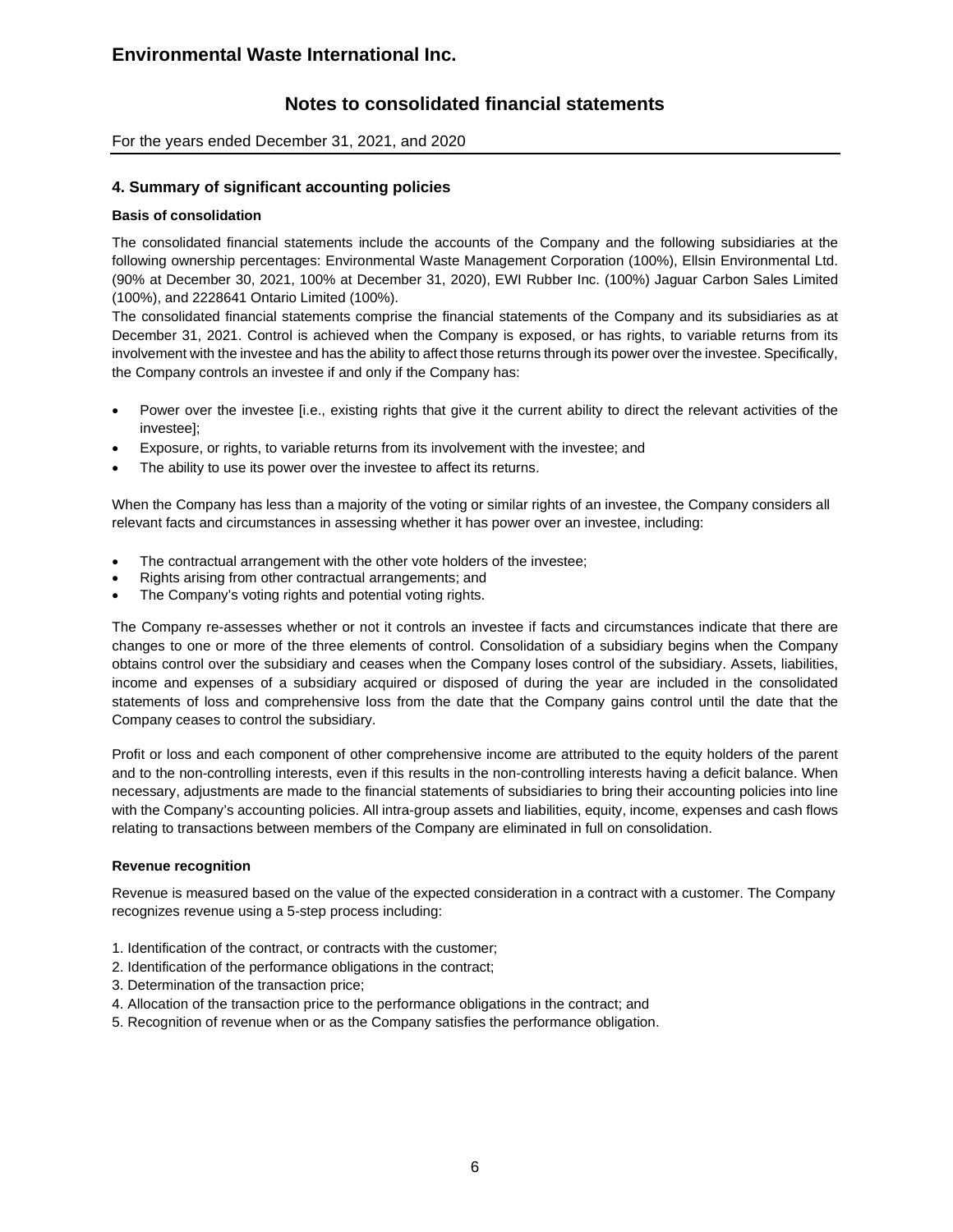## 4. Summary of significant accounting policies

### Basis of consolidation

The consolidated financial statements include the accounts of the Company and the following subsidiaries at the following ownership percentages: Environmental Waste Management Corporation (100%), Ellsin Environmental Ltd. (90% at December 30, 2021, 100% at December 31, 2020), EWI Rubber Inc. (100%) Jaguar Carbon Sales Limited (100%), and 2228641 Ontario Limited (100%).

The consolidated financial statements comprise the financial statements of the Company and its subsidiaries as at December 31, 2021. Control is achieved when the Company is exposed, or has rights, to variable returns from its involvement with the investee and has the ability to affect those returns through its power over the investee. Specifically, the Company controls an investee if and only if the Company has:

- Power over the investee [i.e., existing rights that give it the current ability to direct the relevant activities of the investee];
- Exposure, or rights, to variable returns from its involvement with the investee; and
- The ability to use its power over the investee to affect its returns.

When the Company has less than a majority of the voting or similar rights of an investee, the Company considers all relevant facts and circumstances in assessing whether it has power over an investee, including:

- The contractual arrangement with the other vote holders of the investee;
- Rights arising from other contractual arrangements; and
- The Company's voting rights and potential voting rights.

The Company re-assesses whether or not it controls an investee if facts and circumstances indicate that there are changes to one or more of the three elements of control. Consolidation of a subsidiary begins when the Company obtains control over the subsidiary and ceases when the Company loses control of the subsidiary. Assets, liabilities, income and expenses of a subsidiary acquired or disposed of during the year are included in the consolidated statements of loss and comprehensive loss from the date that the Company gains control until the date that the Company ceases to control the subsidiary.

Profit or loss and each component of other comprehensive income are attributed to the equity holders of the parent and to the non-controlling interests, even if this results in the non-controlling interests having a deficit balance. When necessary, adjustments are made to the financial statements of subsidiaries to bring their accounting policies into line with the Company's accounting policies. All intra-group assets and liabilities, equity, income, expenses and cash flows relating to transactions between members of the Company are eliminated in full on consolidation.

### Revenue recognition

Revenue is measured based on the value of the expected consideration in a contract with a customer. The Company recognizes revenue using a 5-step process including:

1. Identification of the contract, or contracts with the customer;
2. Identification of the performance obligations in the contract;
3. Determination of the transaction price;
4. Allocation of the transaction price to the performance obligations in the contract; and
5. Recognition of revenue when or as the Company satisfies the performance obligation.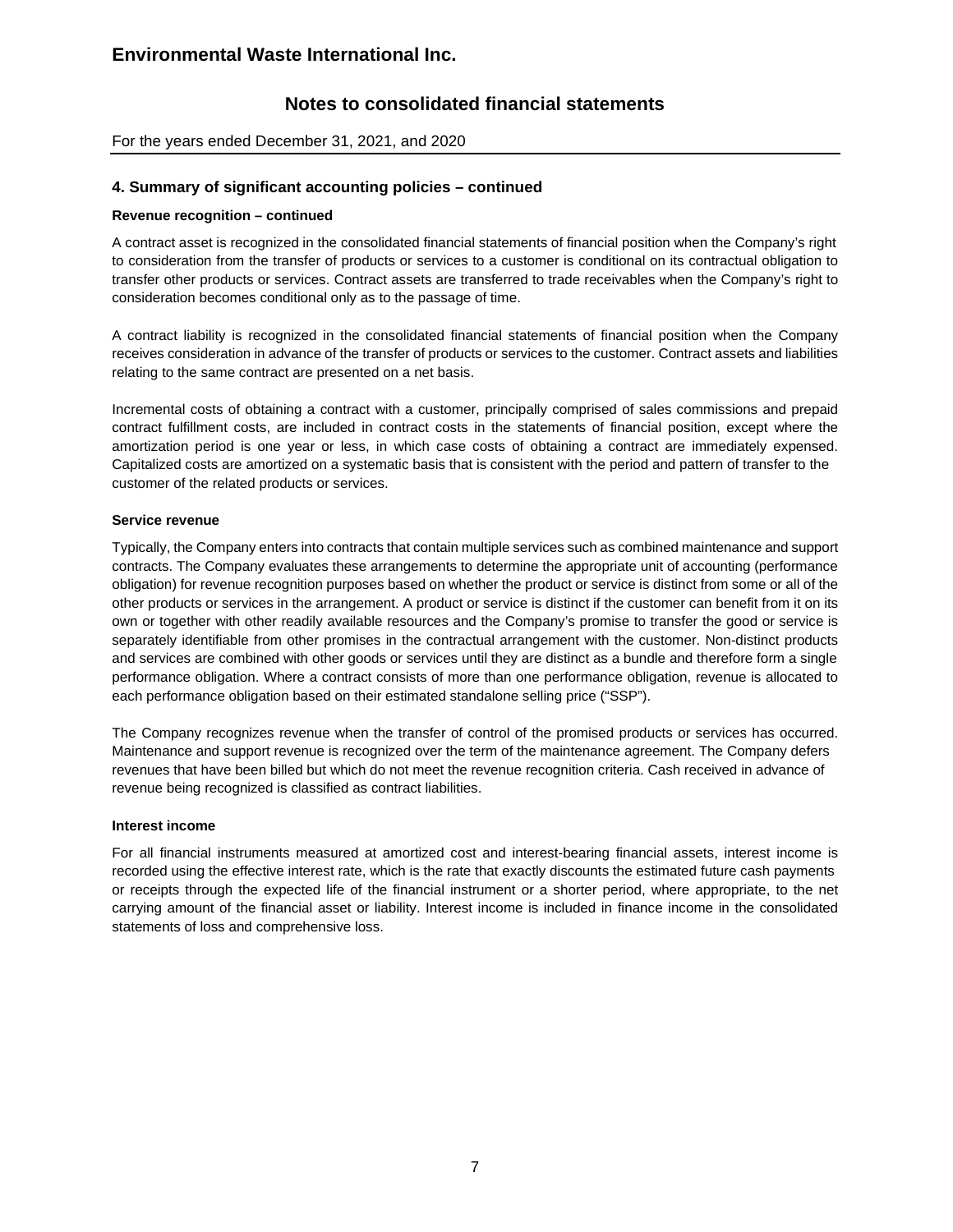## 4. Summary of significant accounting policies – continued

### Revenue recognition – continued

A contract asset is recognized in the consolidated financial statements of financial position when the Company's right to consideration from the transfer of products or services to a customer is conditional on its contractual obligation to transfer other products or services. Contract assets are transferred to trade receivables when the Company's right to consideration becomes conditional only as to the passage of time.

A contract liability is recognized in the consolidated financial statements of financial position when the Company receives consideration in advance of the transfer of products or services to the customer. Contract assets and liabilities relating to the same contract are presented on a net basis.

Incremental costs of obtaining a contract with a customer, principally comprised of sales commissions and prepaid contract fulfillment costs, are included in contract costs in the statements of financial position, except where the amortization period is one year or less, in which case costs of obtaining a contract are immediately expensed. Capitalized costs are amortized on a systematic basis that is consistent with the period and pattern of transfer to the customer of the related products or services.

### Service revenue

Typically, the Company enters into contracts that contain multiple services such as combined maintenance and support contracts. The Company evaluates these arrangements to determine the appropriate unit of accounting (performance obligation) for revenue recognition purposes based on whether the product or service is distinct from some or all of the other products or services in the arrangement. A product or service is distinct if the customer can benefit from it on its own or together with other readily available resources and the Company's promise to transfer the good or service is separately identifiable from other promises in the contractual arrangement with the customer. Non-distinct products and services are combined with other goods or services until they are distinct as a bundle and therefore form a single performance obligation. Where a contract consists of more than one performance obligation, revenue is allocated to each performance obligation based on their estimated standalone selling price ("SSP").

The Company recognizes revenue when the transfer of control of the promised products or services has occurred. Maintenance and support revenue is recognized over the term of the maintenance agreement. The Company defers revenues that have been billed but which do not meet the revenue recognition criteria. Cash received in advance of revenue being recognized is classified as contract liabilities.

### Interest income

For all financial instruments measured at amortized cost and interest-bearing financial assets, interest income is recorded using the effective interest rate, which is the rate that exactly discounts the estimated future cash payments or receipts through the expected life of the financial instrument or a shorter period, where appropriate, to the net carrying amount of the financial asset or liability. Interest income is included in finance income in the consolidated statements of loss and comprehensive loss.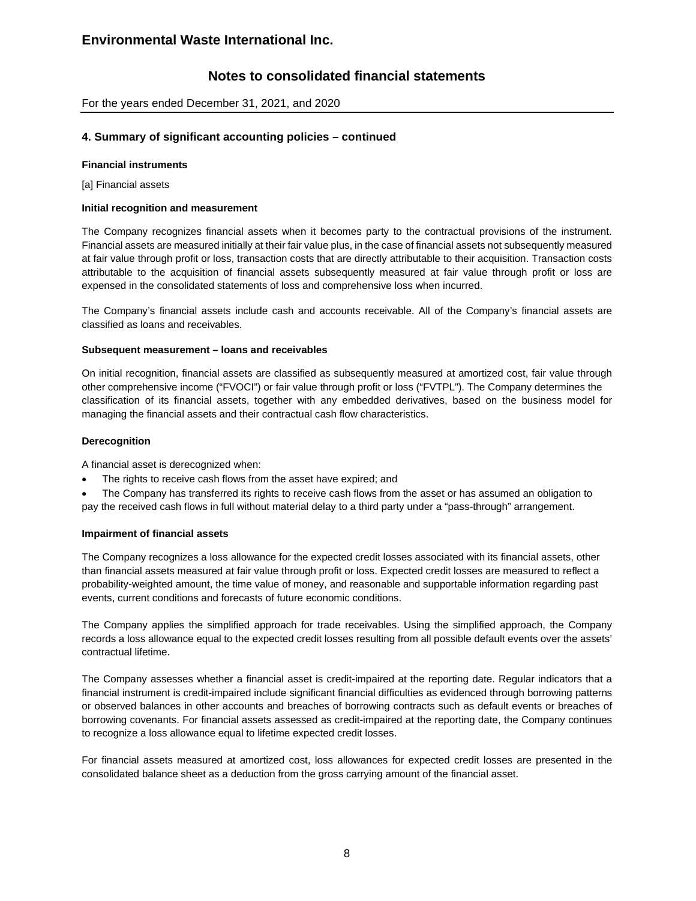## 4. Summary of significant accounting policies – continued

**Financial instruments**

[a] Financial assets

**Initial recognition and measurement**

The Company recognizes financial assets when it becomes party to the contractual provisions of the instrument. Financial assets are measured initially at their fair value plus, in the case of financial assets not subsequently measured at fair value through profit or loss, transaction costs that are directly attributable to their acquisition. Transaction costs attributable to the acquisition of financial assets subsequently measured at fair value through profit or loss are expensed in the consolidated statements of loss and comprehensive loss when incurred.

The Company's financial assets include cash and accounts receivable. All of the Company's financial assets are classified as loans and receivables.

**Subsequent measurement – loans and receivables**

On initial recognition, financial assets are classified as subsequently measured at amortized cost, fair value through other comprehensive income ("FVOCI") or fair value through profit or loss ("FVTPL"). The Company determines the classification of its financial assets, together with any embedded derivatives, based on the business model for managing the financial assets and their contractual cash flow characteristics.

**Derecognition**

A financial asset is derecognized when:

- The rights to receive cash flows from the asset have expired; and
- The Company has transferred its rights to receive cash flows from the asset or has assumed an obligation to pay the received cash flows in full without material delay to a third party under a "pass-through" arrangement.

**Impairment of financial assets**

The Company recognizes a loss allowance for the expected credit losses associated with its financial assets, other than financial assets measured at fair value through profit or loss. Expected credit losses are measured to reflect a probability-weighted amount, the time value of money, and reasonable and supportable information regarding past events, current conditions and forecasts of future economic conditions.

The Company applies the simplified approach for trade receivables. Using the simplified approach, the Company records a loss allowance equal to the expected credit losses resulting from all possible default events over the assets' contractual lifetime.

The Company assesses whether a financial asset is credit-impaired at the reporting date. Regular indicators that a financial instrument is credit-impaired include significant financial difficulties as evidenced through borrowing patterns or observed balances in other accounts and breaches of borrowing contracts such as default events or breaches of borrowing covenants. For financial assets assessed as credit-impaired at the reporting date, the Company continues to recognize a loss allowance equal to lifetime expected credit losses.

For financial assets measured at amortized cost, loss allowances for expected credit losses are presented in the consolidated balance sheet as a deduction from the gross carrying amount of the financial asset.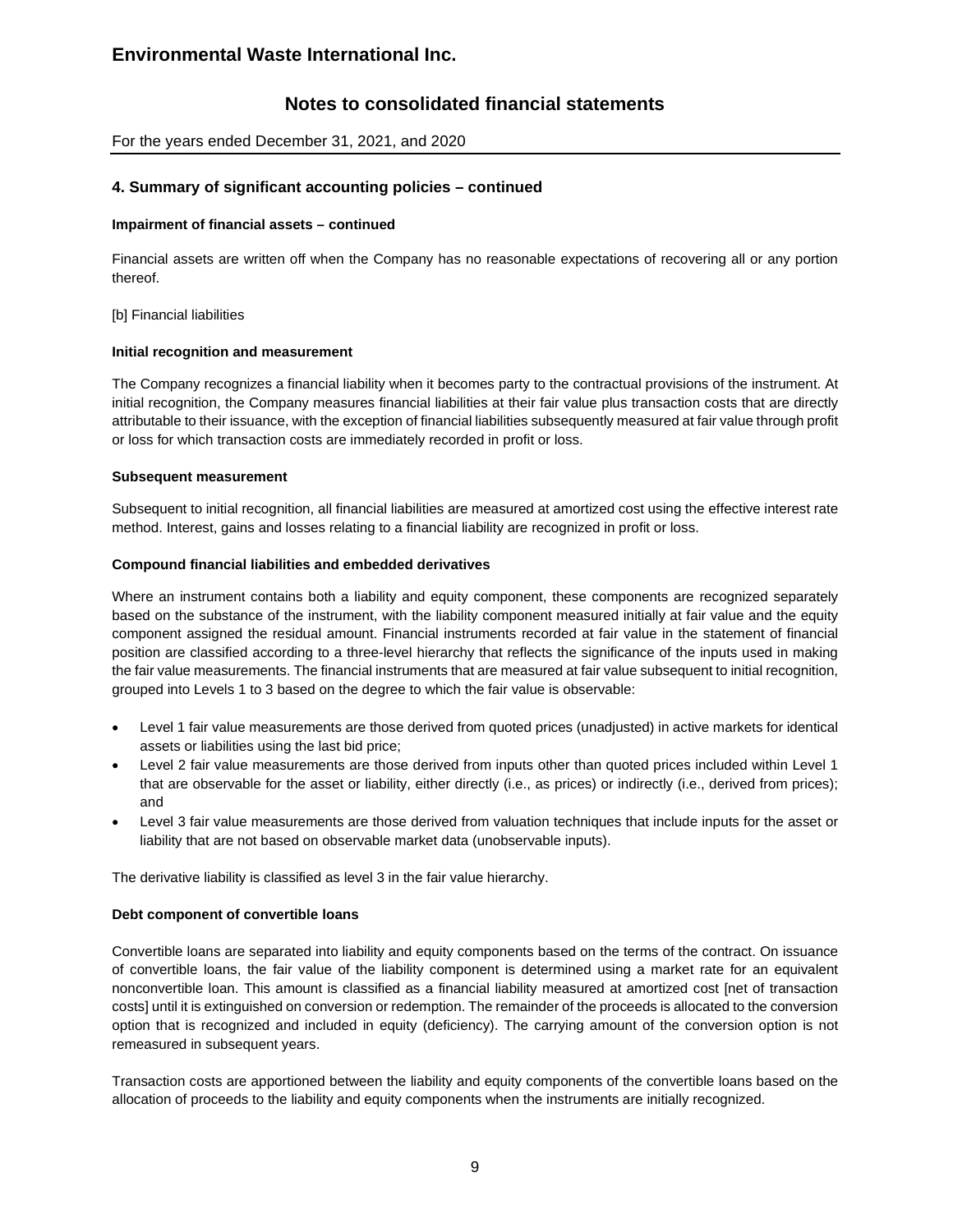## 4. Summary of significant accounting policies – continued

**Impairment of financial assets – continued**

Financial assets are written off when the Company has no reasonable expectations of recovering all or any portion thereof.

[b] Financial liabilities

**Initial recognition and measurement**

The Company recognizes a financial liability when it becomes party to the contractual provisions of the instrument. At initial recognition, the Company measures financial liabilities at their fair value plus transaction costs that are directly attributable to their issuance, with the exception of financial liabilities subsequently measured at fair value through profit or loss for which transaction costs are immediately recorded in profit or loss.

**Subsequent measurement**

Subsequent to initial recognition, all financial liabilities are measured at amortized cost using the effective interest rate method. Interest, gains and losses relating to a financial liability are recognized in profit or loss.

**Compound financial liabilities and embedded derivatives**

Where an instrument contains both a liability and equity component, these components are recognized separately based on the substance of the instrument, with the liability component measured initially at fair value and the equity component assigned the residual amount. Financial instruments recorded at fair value in the statement of financial position are classified according to a three-level hierarchy that reflects the significance of the inputs used in making the fair value measurements. The financial instruments that are measured at fair value subsequent to initial recognition, grouped into Levels 1 to 3 based on the degree to which the fair value is observable:

- Level 1 fair value measurements are those derived from quoted prices (unadjusted) in active markets for identical assets or liabilities using the last bid price;
- Level 2 fair value measurements are those derived from inputs other than quoted prices included within Level 1 that are observable for the asset or liability, either directly (i.e., as prices) or indirectly (i.e., derived from prices); and
- Level 3 fair value measurements are those derived from valuation techniques that include inputs for the asset or liability that are not based on observable market data (unobservable inputs).

The derivative liability is classified as level 3 in the fair value hierarchy.

**Debt component of convertible loans**

Convertible loans are separated into liability and equity components based on the terms of the contract. On issuance of convertible loans, the fair value of the liability component is determined using a market rate for an equivalent nonconvertible loan. This amount is classified as a financial liability measured at amortized cost [net of transaction costs] until it is extinguished on conversion or redemption. The remainder of the proceeds is allocated to the conversion option that is recognized and included in equity (deficiency). The carrying amount of the conversion option is not remeasured in subsequent years.

Transaction costs are apportioned between the liability and equity components of the convertible loans based on the allocation of proceeds to the liability and equity components when the instruments are initially recognized.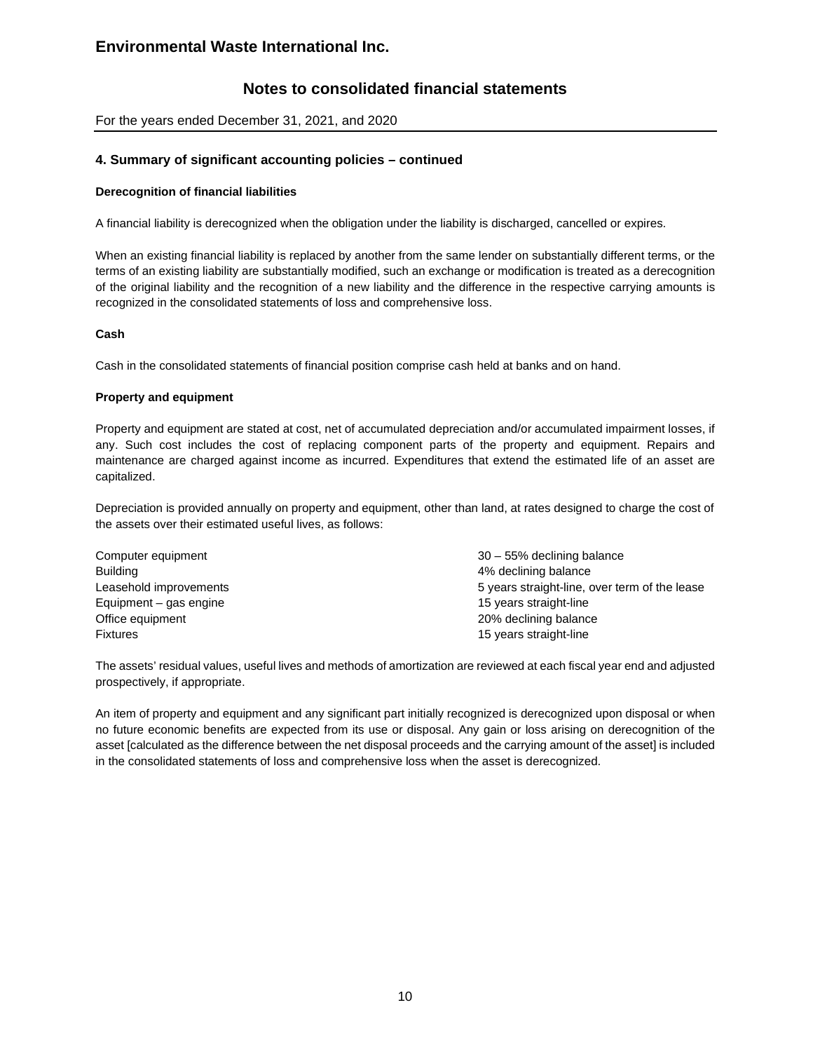## 4. Summary of significant accounting policies – continued

**Derecognition of financial liabilities**

A financial liability is derecognized when the obligation under the liability is discharged, cancelled or expires.

When an existing financial liability is replaced by another from the same lender on substantially different terms, or the terms of an existing liability are substantially modified, such an exchange or modification is treated as a derecognition of the original liability and the recognition of a new liability and the difference in the respective carrying amounts is recognized in the consolidated statements of loss and comprehensive loss.

**Cash**

Cash in the consolidated statements of financial position comprise cash held at banks and on hand.

**Property and equipment**

Property and equipment are stated at cost, net of accumulated depreciation and/or accumulated impairment losses, if any. Such cost includes the cost of replacing component parts of the property and equipment. Repairs and maintenance are charged against income as incurred. Expenditures that extend the estimated life of an asset are capitalized.

Depreciation is provided annually on property and equipment, other than land, at rates designed to charge the cost of the assets over their estimated useful lives, as follows:

| | |
|---|---|
| Computer equipment | 30 – 55% declining balance |
| Building | 4% declining balance |
| Leasehold improvements | 5 years straight-line, over term of the lease |
| Equipment – gas engine | 15 years straight-line |
| Office equipment | 20% declining balance |
| Fixtures | 15 years straight-line |

The assets' residual values, useful lives and methods of amortization are reviewed at each fiscal year end and adjusted prospectively, if appropriate.

An item of property and equipment and any significant part initially recognized is derecognized upon disposal or when no future economic benefits are expected from its use or disposal. Any gain or loss arising on derecognition of the asset [calculated as the difference between the net disposal proceeds and the carrying amount of the asset] is included in the consolidated statements of loss and comprehensive loss when the asset is derecognized.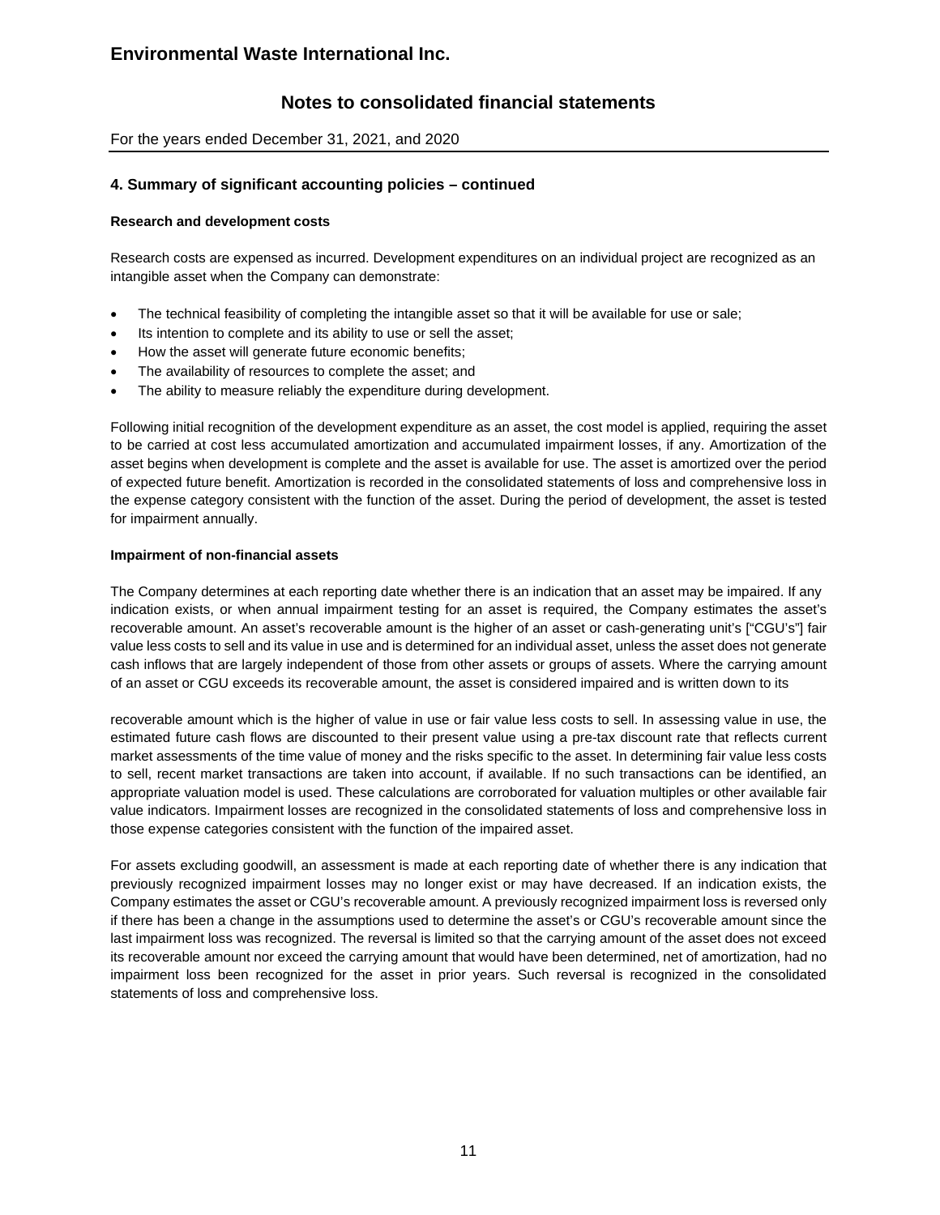## 4. Summary of significant accounting policies – continued

**Research and development costs**

Research costs are expensed as incurred. Development expenditures on an individual project are recognized as an intangible asset when the Company can demonstrate:

- The technical feasibility of completing the intangible asset so that it will be available for use or sale;
- Its intention to complete and its ability to use or sell the asset;
- How the asset will generate future economic benefits;
- The availability of resources to complete the asset; and
- The ability to measure reliably the expenditure during development.

Following initial recognition of the development expenditure as an asset, the cost model is applied, requiring the asset to be carried at cost less accumulated amortization and accumulated impairment losses, if any. Amortization of the asset begins when development is complete and the asset is available for use. The asset is amortized over the period of expected future benefit. Amortization is recorded in the consolidated statements of loss and comprehensive loss in the expense category consistent with the function of the asset. During the period of development, the asset is tested for impairment annually.

**Impairment of non-financial assets**

The Company determines at each reporting date whether there is an indication that an asset may be impaired. If any indication exists, or when annual impairment testing for an asset is required, the Company estimates the asset's recoverable amount. An asset's recoverable amount is the higher of an asset or cash-generating unit's ["CGU's"] fair value less costs to sell and its value in use and is determined for an individual asset, unless the asset does not generate cash inflows that are largely independent of those from other assets or groups of assets. Where the carrying amount of an asset or CGU exceeds its recoverable amount, the asset is considered impaired and is written down to its recoverable amount which is the higher of value in use or fair value less costs to sell. In assessing value in use, the estimated future cash flows are discounted to their present value using a pre-tax discount rate that reflects current market assessments of the time value of money and the risks specific to the asset. In determining fair value less costs to sell, recent market transactions are taken into account, if available. If no such transactions can be identified, an appropriate valuation model is used. These calculations are corroborated for valuation multiples or other available fair value indicators. Impairment losses are recognized in the consolidated statements of loss and comprehensive loss in those expense categories consistent with the function of the impaired asset.

For assets excluding goodwill, an assessment is made at each reporting date of whether there is any indication that previously recognized impairment losses may no longer exist or may have decreased. If an indication exists, the Company estimates the asset or CGU's recoverable amount. A previously recognized impairment loss is reversed only if there has been a change in the assumptions used to determine the asset's or CGU's recoverable amount since the last impairment loss was recognized. The reversal is limited so that the carrying amount of the asset does not exceed its recoverable amount nor exceed the carrying amount that would have been determined, net of amortization, had no impairment loss been recognized for the asset in prior years. Such reversal is recognized in the consolidated statements of loss and comprehensive loss.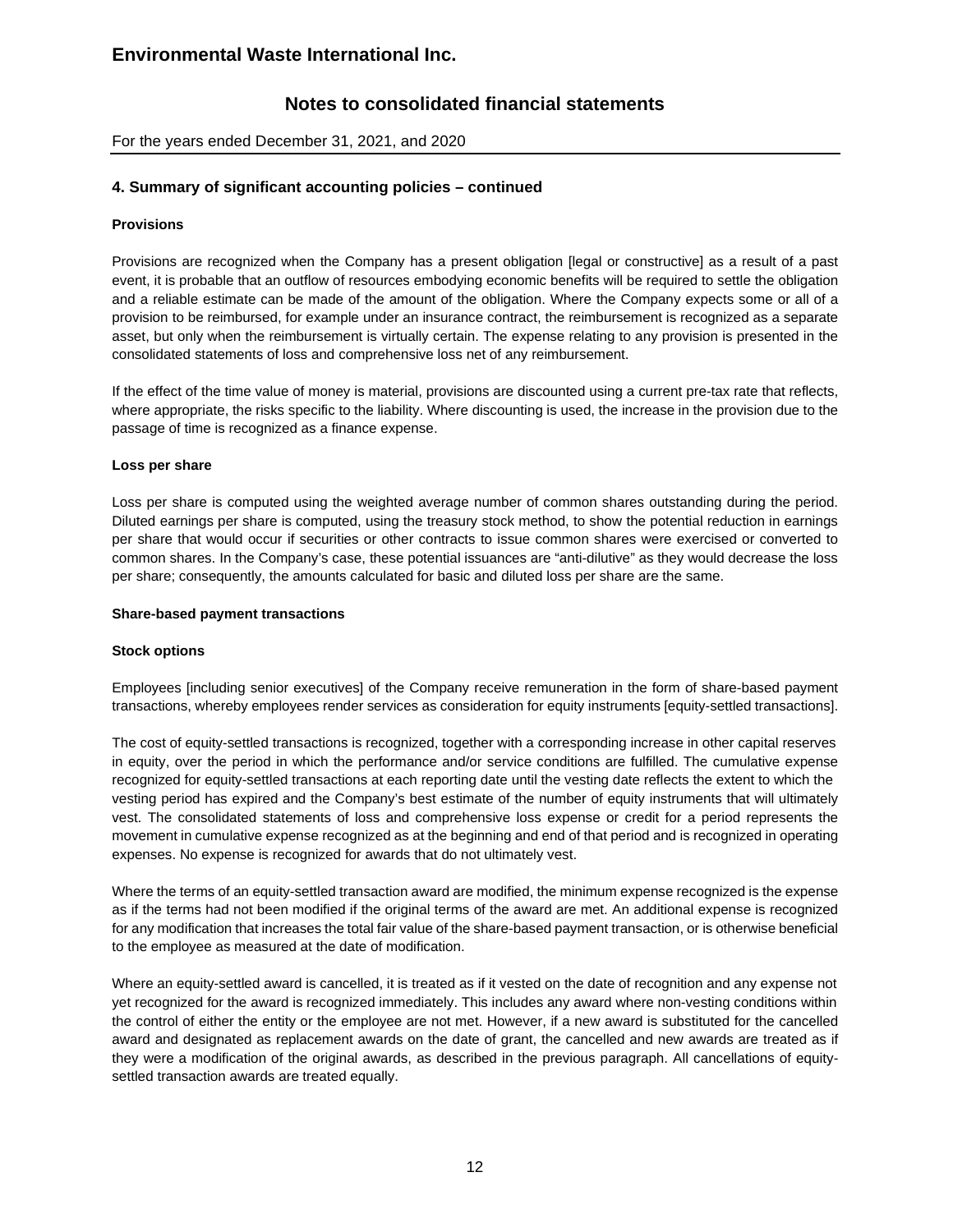## 4. Summary of significant accounting policies – continued

**Provisions**

Provisions are recognized when the Company has a present obligation [legal or constructive] as a result of a past event, it is probable that an outflow of resources embodying economic benefits will be required to settle the obligation and a reliable estimate can be made of the amount of the obligation. Where the Company expects some or all of a provision to be reimbursed, for example under an insurance contract, the reimbursement is recognized as a separate asset, but only when the reimbursement is virtually certain. The expense relating to any provision is presented in the consolidated statements of loss and comprehensive loss net of any reimbursement.

If the effect of the time value of money is material, provisions are discounted using a current pre-tax rate that reflects, where appropriate, the risks specific to the liability. Where discounting is used, the increase in the provision due to the passage of time is recognized as a finance expense.

**Loss per share**

Loss per share is computed using the weighted average number of common shares outstanding during the period. Diluted earnings per share is computed, using the treasury stock method, to show the potential reduction in earnings per share that would occur if securities or other contracts to issue common shares were exercised or converted to common shares. In the Company's case, these potential issuances are "anti-dilutive" as they would decrease the loss per share; consequently, the amounts calculated for basic and diluted loss per share are the same.

**Share-based payment transactions**

**Stock options**

Employees [including senior executives] of the Company receive remuneration in the form of share-based payment transactions, whereby employees render services as consideration for equity instruments [equity-settled transactions].

The cost of equity-settled transactions is recognized, together with a corresponding increase in other capital reserves in equity, over the period in which the performance and/or service conditions are fulfilled. The cumulative expense recognized for equity-settled transactions at each reporting date until the vesting date reflects the extent to which the vesting period has expired and the Company's best estimate of the number of equity instruments that will ultimately vest. The consolidated statements of loss and comprehensive loss expense or credit for a period represents the movement in cumulative expense recognized as at the beginning and end of that period and is recognized in operating expenses. No expense is recognized for awards that do not ultimately vest.

Where the terms of an equity-settled transaction award are modified, the minimum expense recognized is the expense as if the terms had not been modified if the original terms of the award are met. An additional expense is recognized for any modification that increases the total fair value of the share-based payment transaction, or is otherwise beneficial to the employee as measured at the date of modification.

Where an equity-settled award is cancelled, it is treated as if it vested on the date of recognition and any expense not yet recognized for the award is recognized immediately. This includes any award where non-vesting conditions within the control of either the entity or the employee are not met. However, if a new award is substituted for the cancelled award and designated as replacement awards on the date of grant, the cancelled and new awards are treated as if they were a modification of the original awards, as described in the previous paragraph. All cancellations of equity-settled transaction awards are treated equally.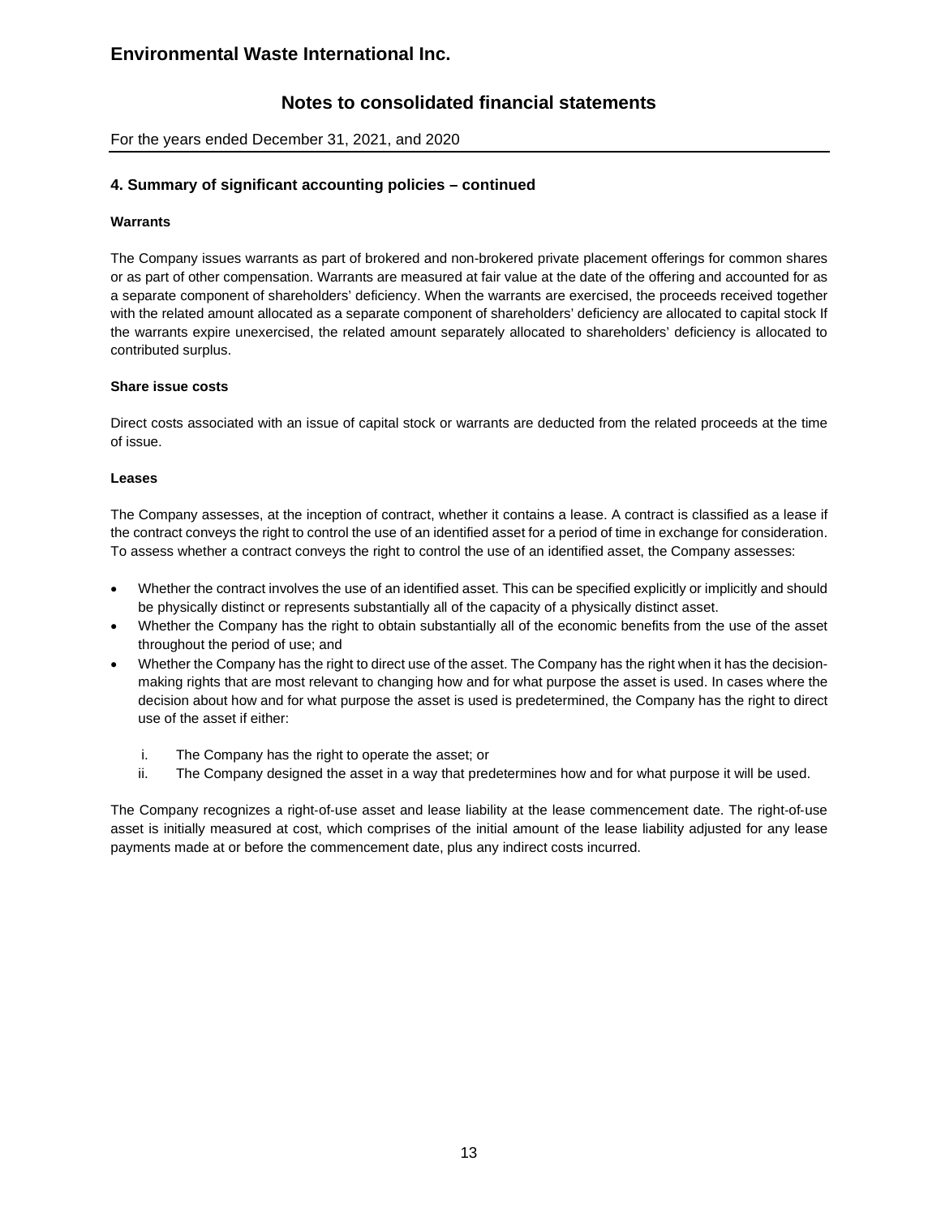### 4. Summary of significant accounting policies – continued

#### Warrants

The Company issues warrants as part of brokered and non-brokered private placement offerings for common shares or as part of other compensation. Warrants are measured at fair value at the date of the offering and accounted for as a separate component of shareholders' deficiency. When the warrants are exercised, the proceeds received together with the related amount allocated as a separate component of shareholders' deficiency are allocated to capital stock If the warrants expire unexercised, the related amount separately allocated to shareholders' deficiency is allocated to contributed surplus.

#### Share issue costs

Direct costs associated with an issue of capital stock or warrants are deducted from the related proceeds at the time of issue.

#### Leases

The Company assesses, at the inception of contract, whether it contains a lease. A contract is classified as a lease if the contract conveys the right to control the use of an identified asset for a period of time in exchange for consideration. To assess whether a contract conveys the right to control the use of an identified asset, the Company assesses:

- Whether the contract involves the use of an identified asset. This can be specified explicitly or implicitly and should be physically distinct or represents substantially all of the capacity of a physically distinct asset.
- Whether the Company has the right to obtain substantially all of the economic benefits from the use of the asset throughout the period of use; and
- Whether the Company has the right to direct use of the asset. The Company has the right when it has the decision-making rights that are most relevant to changing how and for what purpose the asset is used. In cases where the decision about how and for what purpose the asset is used is predetermined, the Company has the right to direct use of the asset if either:

    i. The Company has the right to operate the asset; or
    ii. The Company designed the asset in a way that predetermines how and for what purpose it will be used.

The Company recognizes a right-of-use asset and lease liability at the lease commencement date. The right-of-use asset is initially measured at cost, which comprises of the initial amount of the lease liability adjusted for any lease payments made at or before the commencement date, plus any indirect costs incurred.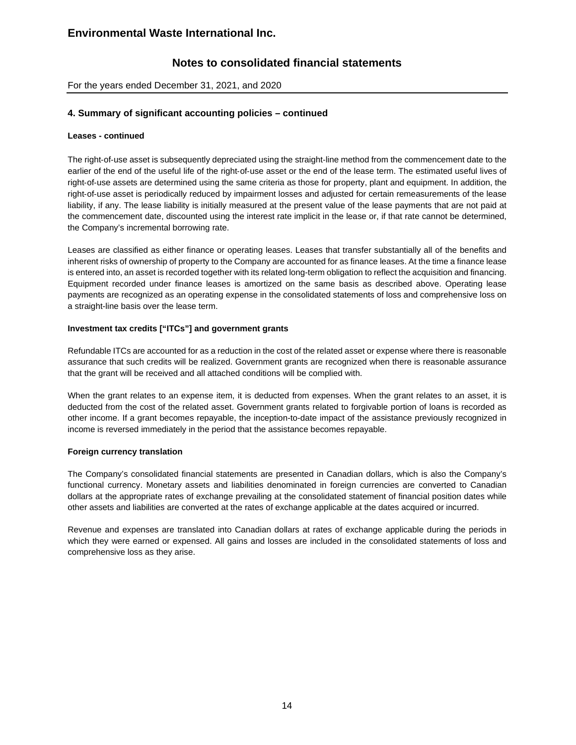## 4. Summary of significant accounting policies – continued

**Leases - continued**

The right-of-use asset is subsequently depreciated using the straight-line method from the commencement date to the earlier of the end of the useful life of the right-of-use asset or the end of the lease term. The estimated useful lives of right-of-use assets are determined using the same criteria as those for property, plant and equipment. In addition, the right-of-use asset is periodically reduced by impairment losses and adjusted for certain remeasurements of the lease liability, if any. The lease liability is initially measured at the present value of the lease payments that are not paid at the commencement date, discounted using the interest rate implicit in the lease or, if that rate cannot be determined, the Company's incremental borrowing rate.

Leases are classified as either finance or operating leases. Leases that transfer substantially all of the benefits and inherent risks of ownership of property to the Company are accounted for as finance leases. At the time a finance lease is entered into, an asset is recorded together with its related long-term obligation to reflect the acquisition and financing. Equipment recorded under finance leases is amortized on the same basis as described above. Operating lease payments are recognized as an operating expense in the consolidated statements of loss and comprehensive loss on a straight-line basis over the lease term.

**Investment tax credits ["ITCs"] and government grants**

Refundable ITCs are accounted for as a reduction in the cost of the related asset or expense where there is reasonable assurance that such credits will be realized. Government grants are recognized when there is reasonable assurance that the grant will be received and all attached conditions will be complied with.

When the grant relates to an expense item, it is deducted from expenses. When the grant relates to an asset, it is deducted from the cost of the related asset. Government grants related to forgivable portion of loans is recorded as other income. If a grant becomes repayable, the inception-to-date impact of the assistance previously recognized in income is reversed immediately in the period that the assistance becomes repayable.

**Foreign currency translation**

The Company's consolidated financial statements are presented in Canadian dollars, which is also the Company's functional currency. Monetary assets and liabilities denominated in foreign currencies are converted to Canadian dollars at the appropriate rates of exchange prevailing at the consolidated statement of financial position dates while other assets and liabilities are converted at the rates of exchange applicable at the dates acquired or incurred.

Revenue and expenses are translated into Canadian dollars at rates of exchange applicable during the periods in which they were earned or expensed. All gains and losses are included in the consolidated statements of loss and comprehensive loss as they arise.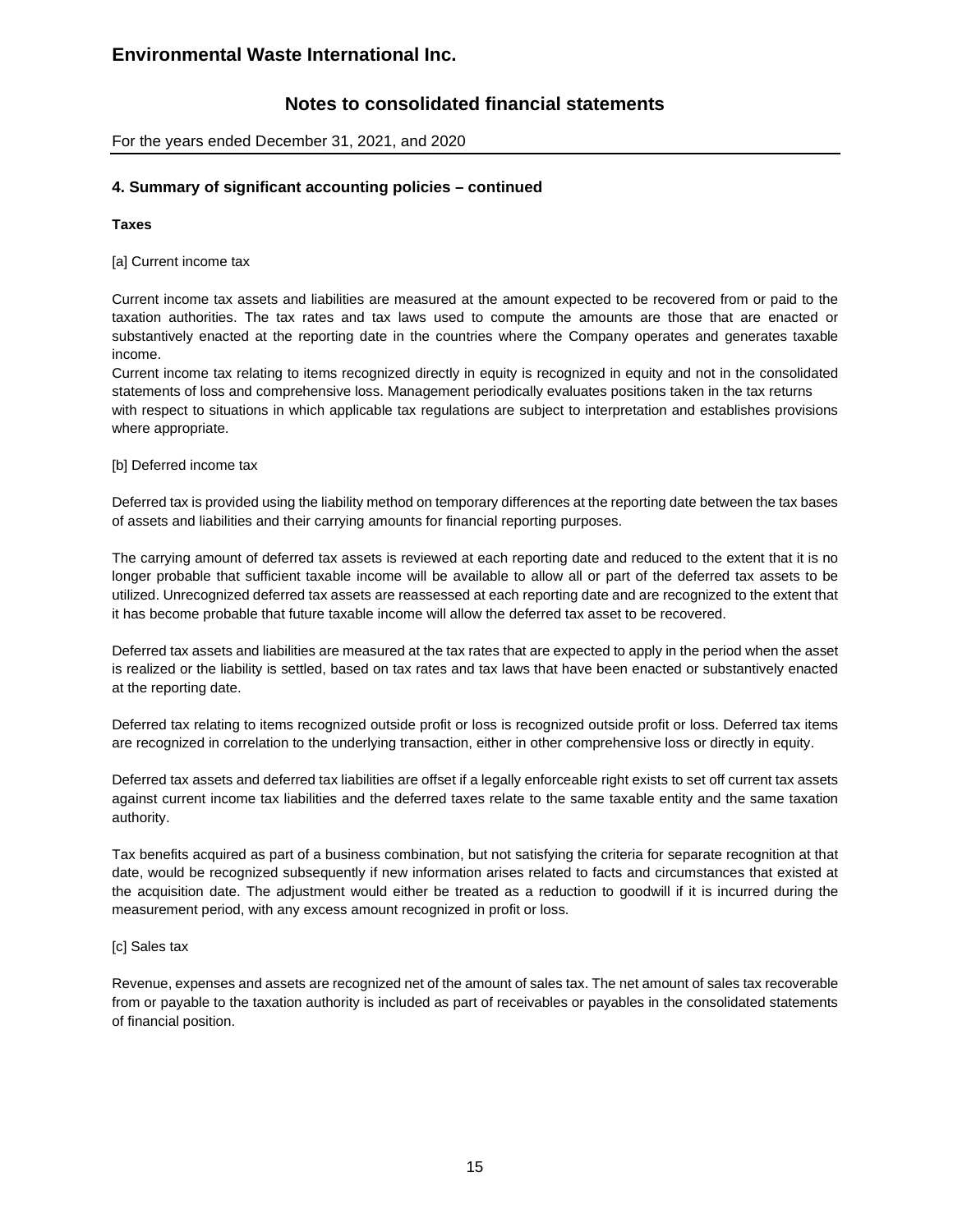## 4. Summary of significant accounting policies – continued

**Taxes**

[a] Current income tax

Current income tax assets and liabilities are measured at the amount expected to be recovered from or paid to the taxation authorities. The tax rates and tax laws used to compute the amounts are those that are enacted or substantively enacted at the reporting date in the countries where the Company operates and generates taxable income.
Current income tax relating to items recognized directly in equity is recognized in equity and not in the consolidated statements of loss and comprehensive loss. Management periodically evaluates positions taken in the tax returns with respect to situations in which applicable tax regulations are subject to interpretation and establishes provisions where appropriate.

[b] Deferred income tax

Deferred tax is provided using the liability method on temporary differences at the reporting date between the tax bases of assets and liabilities and their carrying amounts for financial reporting purposes.

The carrying amount of deferred tax assets is reviewed at each reporting date and reduced to the extent that it is no longer probable that sufficient taxable income will be available to allow all or part of the deferred tax assets to be utilized. Unrecognized deferred tax assets are reassessed at each reporting date and are recognized to the extent that it has become probable that future taxable income will allow the deferred tax asset to be recovered.

Deferred tax assets and liabilities are measured at the tax rates that are expected to apply in the period when the asset is realized or the liability is settled, based on tax rates and tax laws that have been enacted or substantively enacted at the reporting date.

Deferred tax relating to items recognized outside profit or loss is recognized outside profit or loss. Deferred tax items are recognized in correlation to the underlying transaction, either in other comprehensive loss or directly in equity.

Deferred tax assets and deferred tax liabilities are offset if a legally enforceable right exists to set off current tax assets against current income tax liabilities and the deferred taxes relate to the same taxable entity and the same taxation authority.

Tax benefits acquired as part of a business combination, but not satisfying the criteria for separate recognition at that date, would be recognized subsequently if new information arises related to facts and circumstances that existed at the acquisition date. The adjustment would either be treated as a reduction to goodwill if it is incurred during the measurement period, with any excess amount recognized in profit or loss.

[c] Sales tax

Revenue, expenses and assets are recognized net of the amount of sales tax. The net amount of sales tax recoverable from or payable to the taxation authority is included as part of receivables or payables in the consolidated statements of financial position.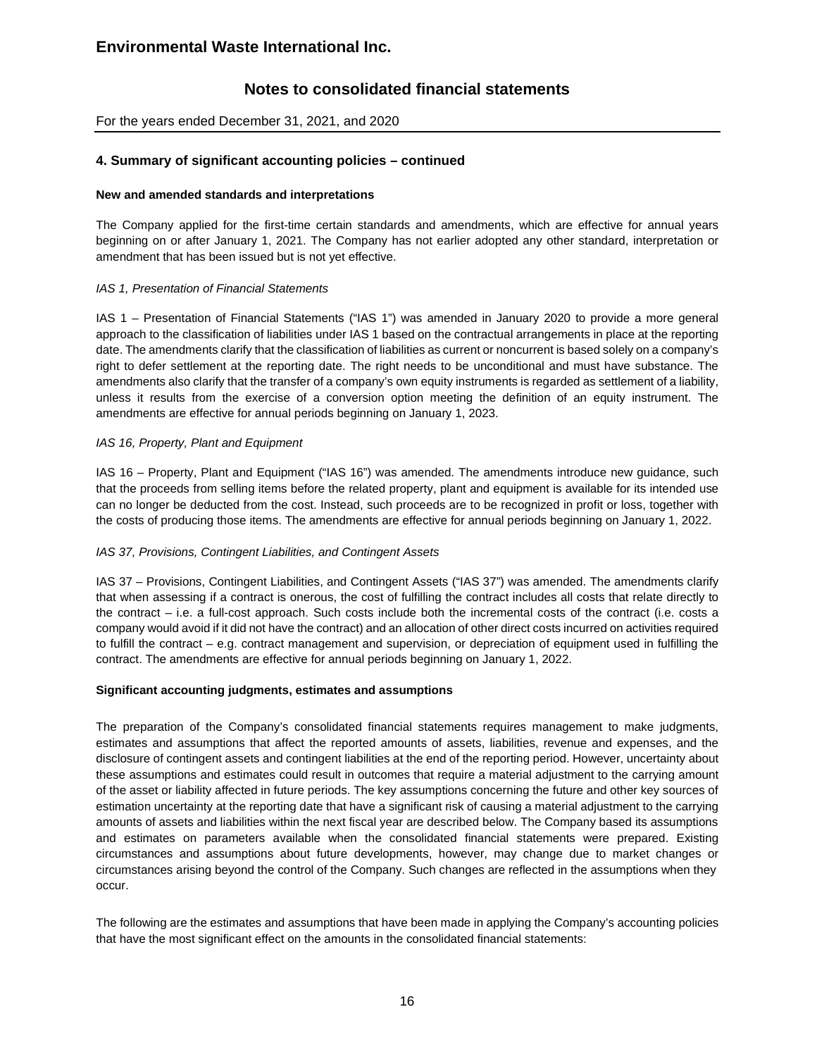## 4. Summary of significant accounting policies – continued

**New and amended standards and interpretations**

The Company applied for the first-time certain standards and amendments, which are effective for annual years beginning on or after January 1, 2021. The Company has not earlier adopted any other standard, interpretation or amendment that has been issued but is not yet effective.

*IAS 1, Presentation of Financial Statements*

IAS 1 – Presentation of Financial Statements ("IAS 1") was amended in January 2020 to provide a more general approach to the classification of liabilities under IAS 1 based on the contractual arrangements in place at the reporting date. The amendments clarify that the classification of liabilities as current or noncurrent is based solely on a company's right to defer settlement at the reporting date. The right needs to be unconditional and must have substance. The amendments also clarify that the transfer of a company's own equity instruments is regarded as settlement of a liability, unless it results from the exercise of a conversion option meeting the definition of an equity instrument. The amendments are effective for annual periods beginning on January 1, 2023.

*IAS 16, Property, Plant and Equipment*

IAS 16 – Property, Plant and Equipment ("IAS 16") was amended. The amendments introduce new guidance, such that the proceeds from selling items before the related property, plant and equipment is available for its intended use can no longer be deducted from the cost. Instead, such proceeds are to be recognized in profit or loss, together with the costs of producing those items. The amendments are effective for annual periods beginning on January 1, 2022.

*IAS 37, Provisions, Contingent Liabilities, and Contingent Assets*

IAS 37 – Provisions, Contingent Liabilities, and Contingent Assets ("IAS 37") was amended. The amendments clarify that when assessing if a contract is onerous, the cost of fulfilling the contract includes all costs that relate directly to the contract – i.e. a full-cost approach. Such costs include both the incremental costs of the contract (i.e. costs a company would avoid if it did not have the contract) and an allocation of other direct costs incurred on activities required to fulfill the contract – e.g. contract management and supervision, or depreciation of equipment used in fulfilling the contract. The amendments are effective for annual periods beginning on January 1, 2022.

**Significant accounting judgments, estimates and assumptions**

The preparation of the Company's consolidated financial statements requires management to make judgments, estimates and assumptions that affect the reported amounts of assets, liabilities, revenue and expenses, and the disclosure of contingent assets and contingent liabilities at the end of the reporting period. However, uncertainty about these assumptions and estimates could result in outcomes that require a material adjustment to the carrying amount of the asset or liability affected in future periods. The key assumptions concerning the future and other key sources of estimation uncertainty at the reporting date that have a significant risk of causing a material adjustment to the carrying amounts of assets and liabilities within the next fiscal year are described below. The Company based its assumptions and estimates on parameters available when the consolidated financial statements were prepared. Existing circumstances and assumptions about future developments, however, may change due to market changes or circumstances arising beyond the control of the Company. Such changes are reflected in the assumptions when they occur.

The following are the estimates and assumptions that have been made in applying the Company's accounting policies that have the most significant effect on the amounts in the consolidated financial statements: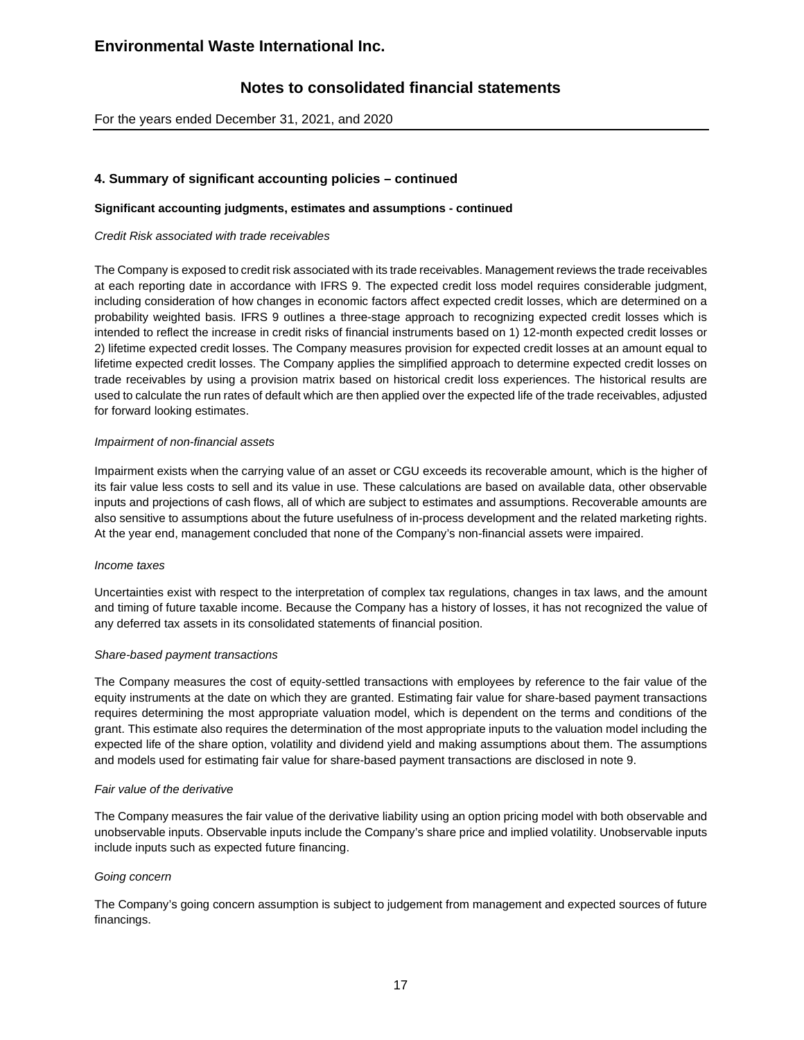## 4. Summary of significant accounting policies – continued

**Significant accounting judgments, estimates and assumptions - continued**

*Credit Risk associated with trade receivables*

The Company is exposed to credit risk associated with its trade receivables. Management reviews the trade receivables at each reporting date in accordance with IFRS 9. The expected credit loss model requires considerable judgment, including consideration of how changes in economic factors affect expected credit losses, which are determined on a probability weighted basis. IFRS 9 outlines a three-stage approach to recognizing expected credit losses which is intended to reflect the increase in credit risks of financial instruments based on 1) 12-month expected credit losses or 2) lifetime expected credit losses. The Company measures provision for expected credit losses at an amount equal to lifetime expected credit losses. The Company applies the simplified approach to determine expected credit losses on trade receivables by using a provision matrix based on historical credit loss experiences. The historical results are used to calculate the run rates of default which are then applied over the expected life of the trade receivables, adjusted for forward looking estimates.

*Impairment of non-financial assets*

Impairment exists when the carrying value of an asset or CGU exceeds its recoverable amount, which is the higher of its fair value less costs to sell and its value in use. These calculations are based on available data, other observable inputs and projections of cash flows, all of which are subject to estimates and assumptions. Recoverable amounts are also sensitive to assumptions about the future usefulness of in-process development and the related marketing rights. At the year end, management concluded that none of the Company's non-financial assets were impaired.

*Income taxes*

Uncertainties exist with respect to the interpretation of complex tax regulations, changes in tax laws, and the amount and timing of future taxable income. Because the Company has a history of losses, it has not recognized the value of any deferred tax assets in its consolidated statements of financial position.

*Share-based payment transactions*

The Company measures the cost of equity-settled transactions with employees by reference to the fair value of the equity instruments at the date on which they are granted. Estimating fair value for share-based payment transactions requires determining the most appropriate valuation model, which is dependent on the terms and conditions of the grant. This estimate also requires the determination of the most appropriate inputs to the valuation model including the expected life of the share option, volatility and dividend yield and making assumptions about them. The assumptions and models used for estimating fair value for share-based payment transactions are disclosed in note 9.

*Fair value of the derivative*

The Company measures the fair value of the derivative liability using an option pricing model with both observable and unobservable inputs. Observable inputs include the Company's share price and implied volatility. Unobservable inputs include inputs such as expected future financing.

*Going concern*

The Company's going concern assumption is subject to judgement from management and expected sources of future financings.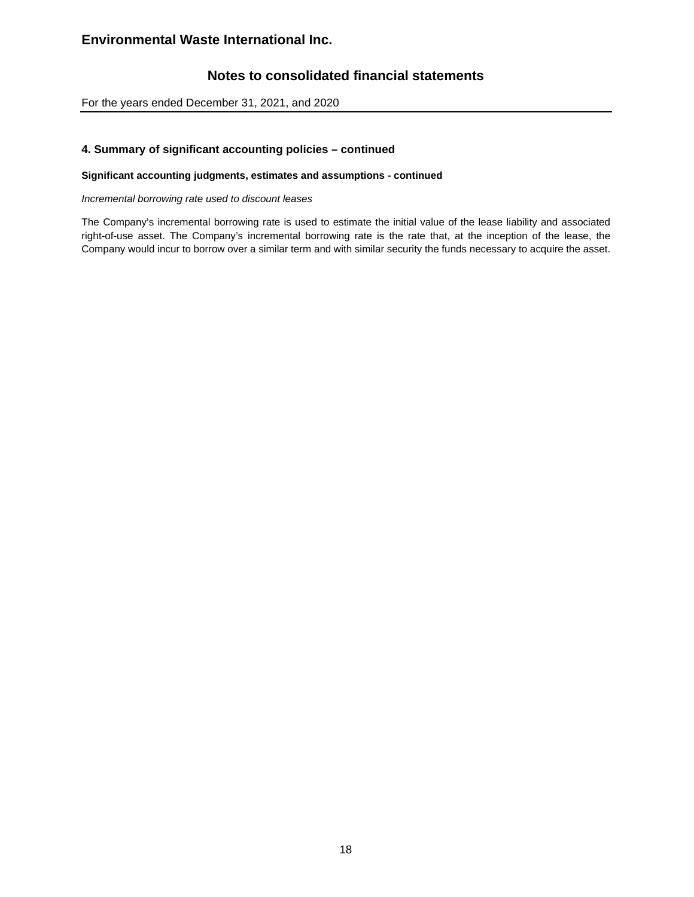## 4. Summary of significant accounting policies – continued

### Significant accounting judgments, estimates and assumptions - continued

*Incremental borrowing rate used to discount leases*

The Company's incremental borrowing rate is used to estimate the initial value of the lease liability and associated right-of-use asset. The Company's incremental borrowing rate is the rate that, at the inception of the lease, the Company would incur to borrow over a similar term and with similar security the funds necessary to acquire the asset.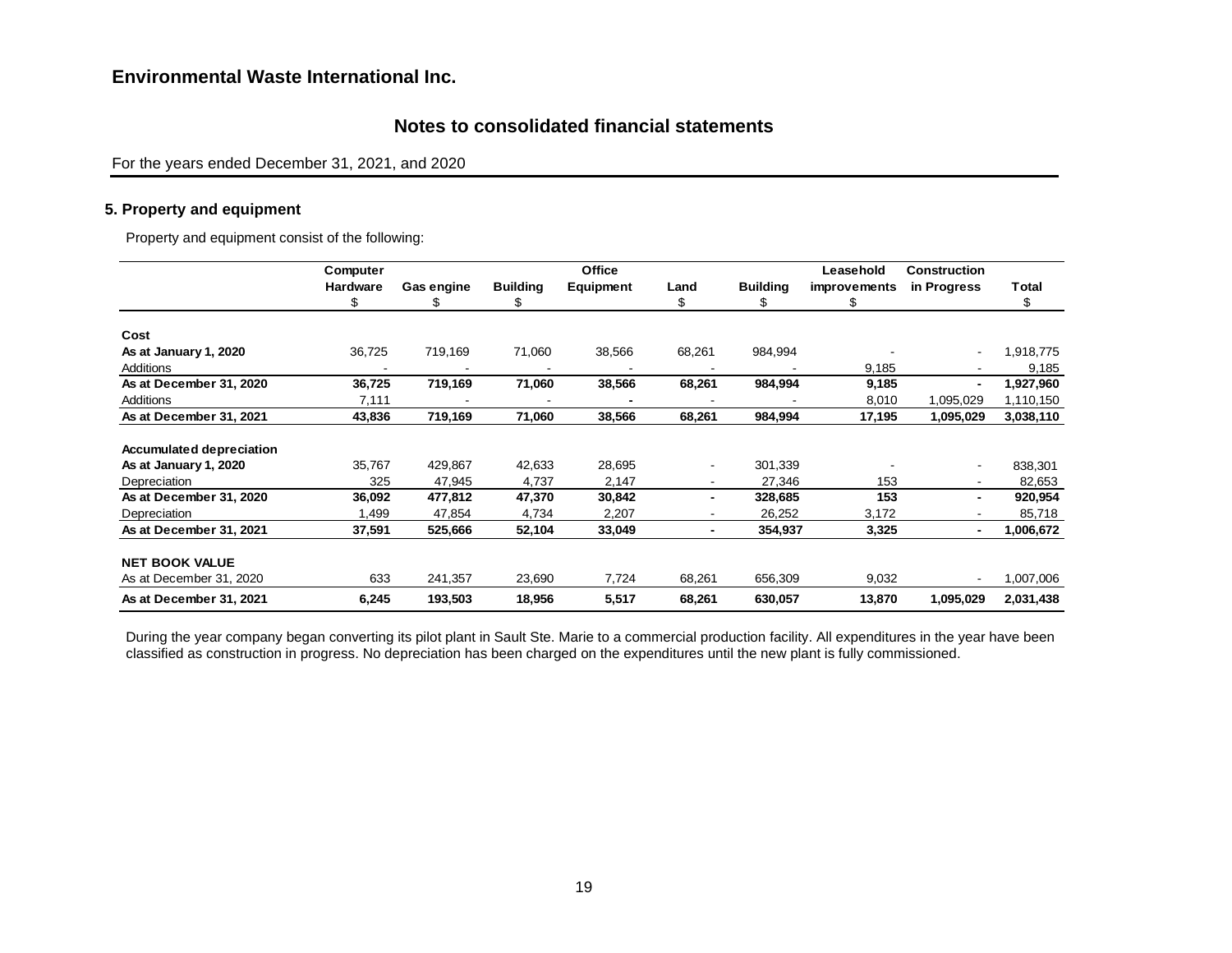## Environmental Waste International Inc.

## Notes to consolidated financial statements

For the years ended December 31, 2021, and 2020

### 5. Property and equipment

Property and equipment consist of the following:

| | Computer Hardware $ | Gas engine $ | Building $ | Office Equipment | Land $ | Building $ | Leasehold improvements $ | Construction in Progress | Total $ |
|---|---|---|---|---|---|---|---|---|---|
| **Cost** | | | | | | | | | |
| **As at January 1, 2020** | 36,725 | 719,169 | 71,060 | 38,566 | 68,261 | 984,994 | - | - | 1,918,775 |
| Additions | - | - | - | - | - | - | 9,185 | - | 9,185 |
| **As at December 31, 2020** | **36,725** | **719,169** | **71,060** | **38,566** | **68,261** | **984,994** | **9,185** | **-** | **1,927,960** |
| Additions | 7,111 | - | - | - | - | - | 8,010 | 1,095,029 | 1,110,150 |
| **As at December 31, 2021** | **43,836** | **719,169** | **71,060** | **38,566** | **68,261** | **984,994** | **17,195** | **1,095,029** | **3,038,110** |
| **Accumulated depreciation** | | | | | | | | | |
| **As at January 1, 2020** | 35,767 | 429,867 | 42,633 | 28,695 | - | 301,339 | - | - | 838,301 |
| Depreciation | 325 | 47,945 | 4,737 | 2,147 | - | 27,346 | 153 | - | 82,653 |
| **As at December 31, 2020** | **36,092** | **477,812** | **47,370** | **30,842** | **-** | **328,685** | **153** | **-** | **920,954** |
| Depreciation | 1,499 | 47,854 | 4,734 | 2,207 | - | 26,252 | 3,172 | - | 85,718 |
| **As at December 31, 2021** | **37,591** | **525,666** | **52,104** | **33,049** | **-** | **354,937** | **3,325** | **-** | **1,006,672** |
| **NET BOOK VALUE** | | | | | | | | | |
| As at December 31, 2020 | 633 | 241,357 | 23,690 | 7,724 | 68,261 | 656,309 | 9,032 | - | 1,007,006 |
| **As at December 31, 2021** | **6,245** | **193,503** | **18,956** | **5,517** | **68,261** | **630,057** | **13,870** | **1,095,029** | **2,031,438** |

During the year company began converting its pilot plant in Sault Ste. Marie to a commercial production facility. All expenditures in the year have been classified as construction in progress. No depreciation has been charged on the expenditures until the new plant is fully commissioned.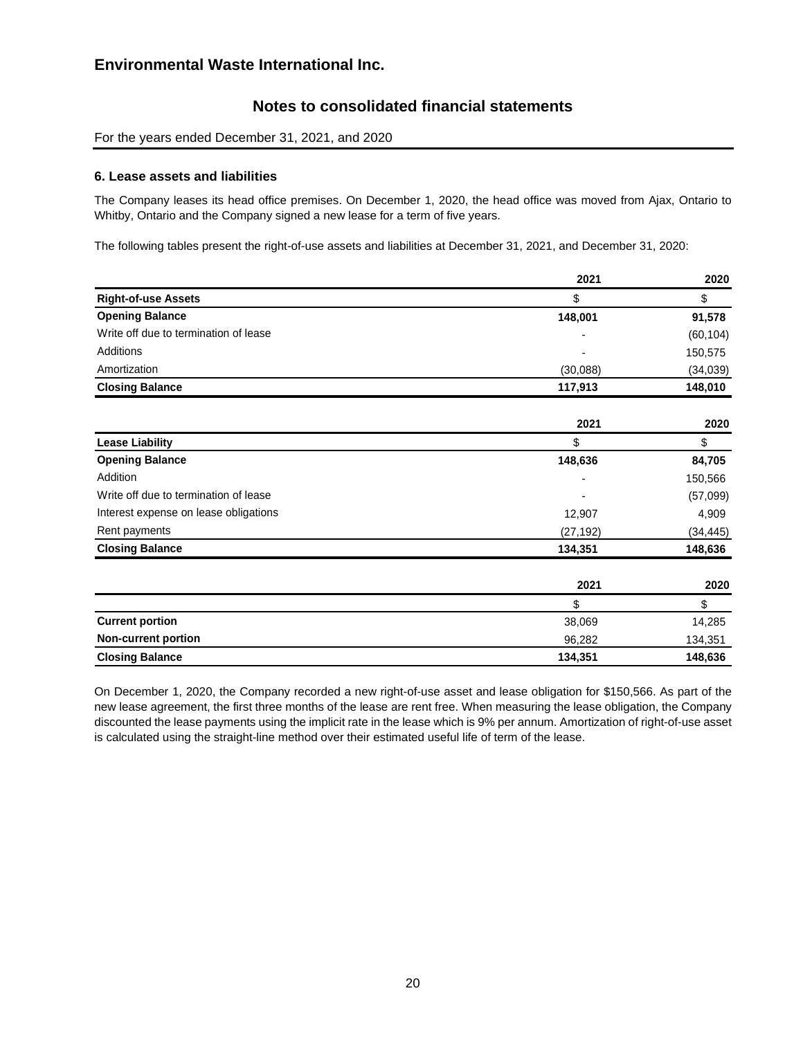# Environmental Waste International Inc.

## Notes to consolidated financial statements

For the years ended December 31, 2021, and 2020

### 6. Lease assets and liabilities

The Company leases its head office premises. On December 1, 2020, the head office was moved from Ajax, Ontario to Whitby, Ontario and the Company signed a new lease for a term of five years.

The following tables present the right-of-use assets and liabilities at December 31, 2021, and December 31, 2020:

| | 2021 | 2020 |
|---|---|---|
| **Right-of-use Assets** | $ | $ |
| **Opening Balance** | **148,001** | **91,578** |
| Write off due to termination of lease | - | (60,104) |
| Additions | - | 150,575 |
| Amortization | (30,088) | (34,039) |
| **Closing Balance** | **117,913** | **148,010** |

| | 2021 | 2020 |
|---|---|---|
| **Lease Liability** | $ | $ |
| **Opening Balance** | **148,636** | **84,705** |
| Addition | - | 150,566 |
| Write off due to termination of lease | - | (57,099) |
| Interest expense on lease obligations | 12,907 | 4,909 |
| Rent payments | (27,192) | (34,445) |
| **Closing Balance** | **134,351** | **148,636** |

| | 2021 | 2020 |
|---|---|---|
| | $ | $ |
| **Current portion** | 38,069 | 14,285 |
| **Non-current portion** | 96,282 | 134,351 |
| **Closing Balance** | **134,351** | **148,636** |

On December 1, 2020, the Company recorded a new right-of-use asset and lease obligation for $150,566. As part of the new lease agreement, the first three months of the lease are rent free. When measuring the lease obligation, the Company discounted the lease payments using the implicit rate in the lease which is 9% per annum. Amortization of right-of-use asset is calculated using the straight-line method over their estimated useful life of term of the lease.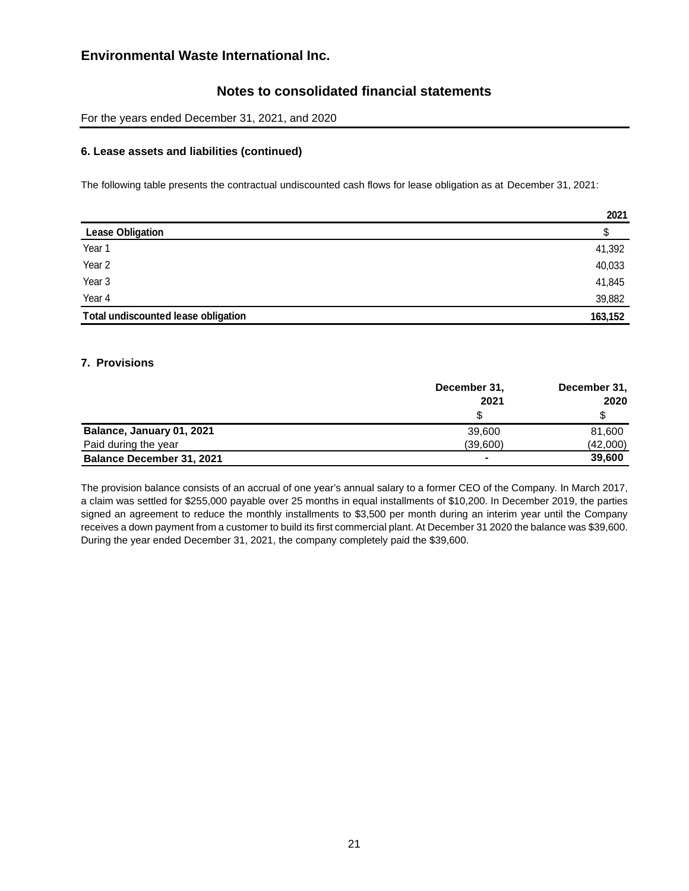## Environmental Waste International Inc.

## Notes to consolidated financial statements

For the years ended December 31, 2021, and 2020

### 6. Lease assets and liabilities (continued)

The following table presents the contractual undiscounted cash flows for lease obligation as at December 31, 2021:

| | 2021 |
|---|---|
| **Lease Obligation** | $ |
| Year 1 | 41,392 |
| Year 2 | 40,033 |
| Year 3 | 41,845 |
| Year 4 | 39,882 |
| **Total undiscounted lease obligation** | **163,152** |

### 7. Provisions

| | December 31, 2021 | December 31, 2020 |
|---|---|---|
| | $ | $ |
| **Balance, January 01, 2021** | 39,600 | 81,600 |
| Paid during the year | (39,600) | (42,000) |
| **Balance December 31, 2021** | - | **39,600** |

The provision balance consists of an accrual of one year's annual salary to a former CEO of the Company. In March 2017, a claim was settled for $255,000 payable over 25 months in equal installments of $10,200. In December 2019, the parties signed an agreement to reduce the monthly installments to $3,500 per month during an interim year until the Company receives a down payment from a customer to build its first commercial plant. At December 31 2020 the balance was $39,600. During the year ended December 31, 2021, the company completely paid the $39,600.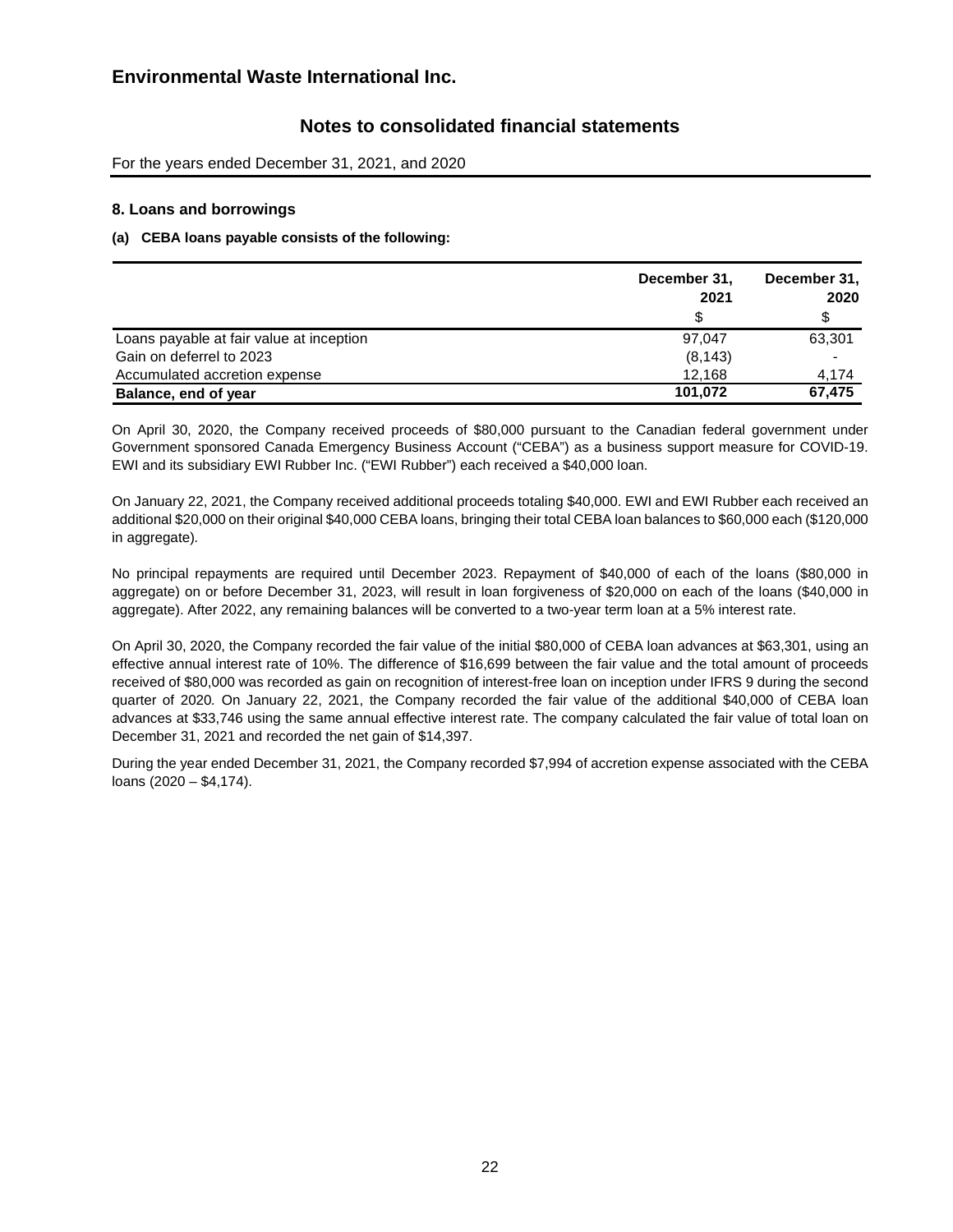## 8. Loans and borrowings

**(a) CEBA loans payable consists of the following:**

| | December 31, 2021 | December 31, 2020 |
|---|---|---|
| | $ | $ |
| Loans payable at fair value at inception | 97,047 | 63,301 |
| Gain on deferrel to 2023 | (8,143) | - |
| Accumulated accretion expense | 12,168 | 4,174 |
| **Balance, end of year** | **101,072** | **67,475** |

On April 30, 2020, the Company received proceeds of $80,000 pursuant to the Canadian federal government under Government sponsored Canada Emergency Business Account ("CEBA") as a business support measure for COVID-19. EWI and its subsidiary EWI Rubber Inc. ("EWI Rubber") each received a $40,000 loan.

On January 22, 2021, the Company received additional proceeds totaling $40,000. EWI and EWI Rubber each received an additional $20,000 on their original $40,000 CEBA loans, bringing their total CEBA loan balances to $60,000 each ($120,000 in aggregate).

No principal repayments are required until December 2023. Repayment of $40,000 of each of the loans ($80,000 in aggregate) on or before December 31, 2023, will result in loan forgiveness of $20,000 on each of the loans ($40,000 in aggregate). After 2022, any remaining balances will be converted to a two-year term loan at a 5% interest rate.

On April 30, 2020, the Company recorded the fair value of the initial $80,000 of CEBA loan advances at $63,301, using an effective annual interest rate of 10%. The difference of $16,699 between the fair value and the total amount of proceeds received of $80,000 was recorded as gain on recognition of interest-free loan on inception under IFRS 9 during the second quarter of 2020. On January 22, 2021, the Company recorded the fair value of the additional $40,000 of CEBA loan advances at $33,746 using the same annual effective interest rate. The company calculated the fair value of total loan on December 31, 2021 and recorded the net gain of $14,397.

During the year ended December 31, 2021, the Company recorded $7,994 of accretion expense associated with the CEBA loans (2020 – $4,174).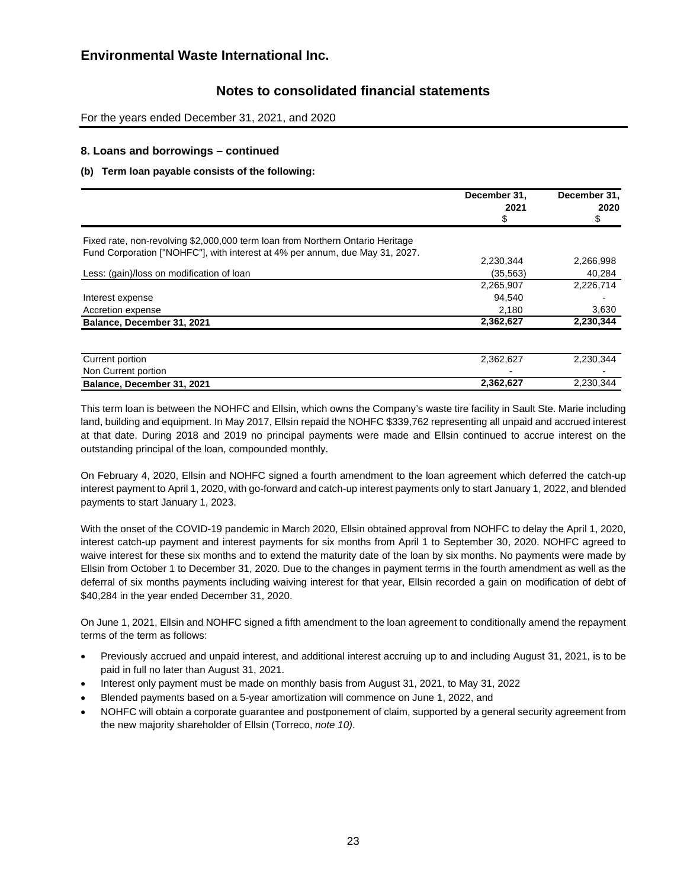# Environmental Waste International Inc.

## Notes to consolidated financial statements

For the years ended December 31, 2021, and 2020

### 8. Loans and borrowings – continued

#### (b) Term loan payable consists of the following:

| | December 31, 2021 $ | December 31, 2020 $ |
|---|---|---|
| Fixed rate, non-revolving $2,000,000 term loan from Northern Ontario Heritage Fund Corporation ["NOHFC"], with interest at 4% per annum, due May 31, 2027. | 2,230,344 | 2,266,998 |
| Less: (gain)/loss on modification of loan | (35,563) | 40,284 |
| | 2,265,907 | 2,226,714 |
| Interest expense | 94,540 | - |
| Accretion expense | 2,180 | 3,630 |
| **Balance, December 31, 2021** | **2,362,627** | **2,230,344** |

| | | |
|---|---|---|
| Current portion | 2,362,627 | 2,230,344 |
| Non Current portion | - | - |
| **Balance, December 31, 2021** | **2,362,627** | 2,230,344 |

This term loan is between the NOHFC and Ellsin, which owns the Company's waste tire facility in Sault Ste. Marie including land, building and equipment. In May 2017, Ellsin repaid the NOHFC $339,762 representing all unpaid and accrued interest at that date. During 2018 and 2019 no principal payments were made and Ellsin continued to accrue interest on the outstanding principal of the loan, compounded monthly.

On February 4, 2020, Ellsin and NOHFC signed a fourth amendment to the loan agreement which deferred the catch-up interest payment to April 1, 2020, with go-forward and catch-up interest payments only to start January 1, 2022, and blended payments to start January 1, 2023.

With the onset of the COVID-19 pandemic in March 2020, Ellsin obtained approval from NOHFC to delay the April 1, 2020, interest catch-up payment and interest payments for six months from April 1 to September 30, 2020. NOHFC agreed to waive interest for these six months and to extend the maturity date of the loan by six months. No payments were made by Ellsin from October 1 to December 31, 2020. Due to the changes in payment terms in the fourth amendment as well as the deferral of six months payments including waiving interest for that year, Ellsin recorded a gain on modification of debt of $40,284 in the year ended December 31, 2020.

On June 1, 2021, Ellsin and NOHFC signed a fifth amendment to the loan agreement to conditionally amend the repayment terms of the term as follows:

- Previously accrued and unpaid interest, and additional interest accruing up to and including August 31, 2021, is to be paid in full no later than August 31, 2021.
- Interest only payment must be made on monthly basis from August 31, 2021, to May 31, 2022
- Blended payments based on a 5-year amortization will commence on June 1, 2022, and
- NOHFC will obtain a corporate guarantee and postponement of claim, supported by a general security agreement from the new majority shareholder of Ellsin (Torreco, *note 10)*.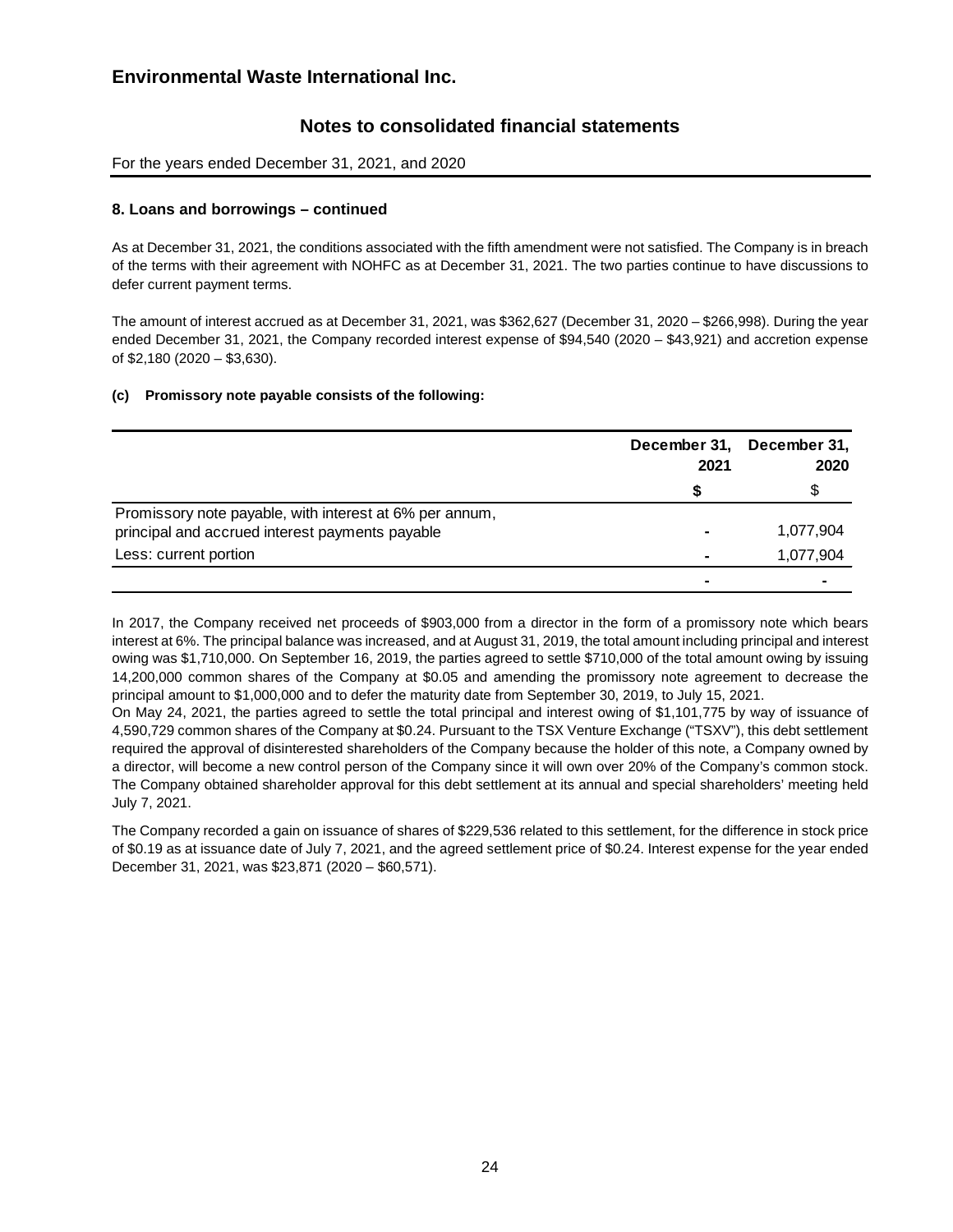## 8. Loans and borrowings – continued

As at December 31, 2021, the conditions associated with the fifth amendment were not satisfied. The Company is in breach of the terms with their agreement with NOHFC as at December 31, 2021. The two parties continue to have discussions to defer current payment terms.

The amount of interest accrued as at December 31, 2021, was $362,627 (December 31, 2020 – $266,998). During the year ended December 31, 2021, the Company recorded interest expense of $94,540 (2020 – $43,921) and accretion expense of $2,180 (2020 – $3,630).

**(c) Promissory note payable consists of the following:**

| | December 31, 2021 | December 31, 2020 |
|---|---|---|
| | **$** | $ |
| Promissory note payable, with interest at 6% per annum, principal and accrued interest payments payable | - | 1,077,904 |
| Less: current portion | - | 1,077,904 |
| | - | - |

In 2017, the Company received net proceeds of $903,000 from a director in the form of a promissory note which bears interest at 6%. The principal balance was increased, and at August 31, 2019, the total amount including principal and interest owing was $1,710,000. On September 16, 2019, the parties agreed to settle $710,000 of the total amount owing by issuing 14,200,000 common shares of the Company at $0.05 and amending the promissory note agreement to decrease the principal amount to $1,000,000 and to defer the maturity date from September 30, 2019, to July 15, 2021.

On May 24, 2021, the parties agreed to settle the total principal and interest owing of $1,101,775 by way of issuance of 4,590,729 common shares of the Company at $0.24. Pursuant to the TSX Venture Exchange ("TSXV"), this debt settlement required the approval of disinterested shareholders of the Company because the holder of this note, a Company owned by a director, will become a new control person of the Company since it will own over 20% of the Company's common stock. The Company obtained shareholder approval for this debt settlement at its annual and special shareholders' meeting held July 7, 2021.

The Company recorded a gain on issuance of shares of $229,536 related to this settlement, for the difference in stock price of $0.19 as at issuance date of July 7, 2021, and the agreed settlement price of $0.24. Interest expense for the year ended December 31, 2021, was $23,871 (2020 – $60,571).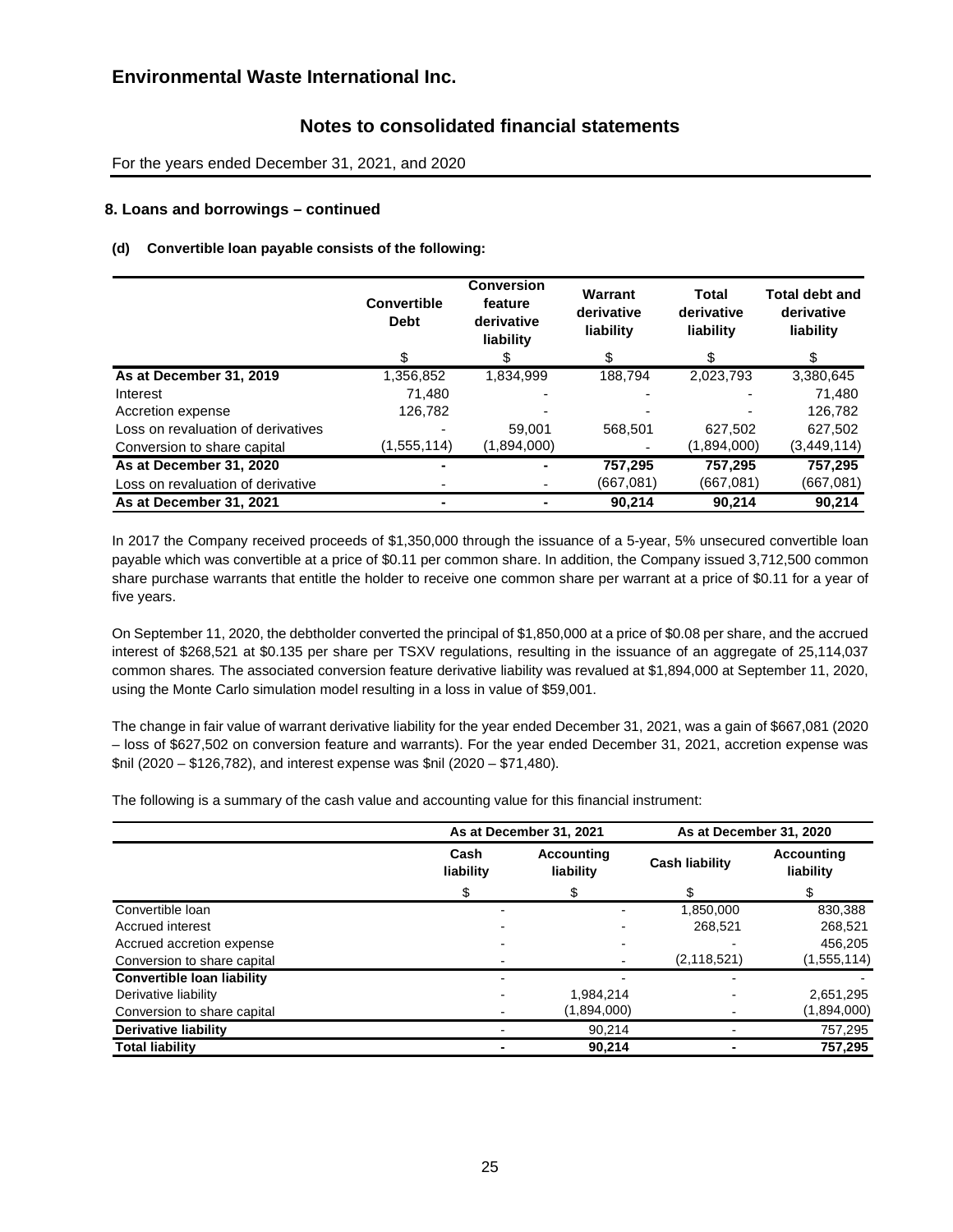# Environmental Waste International Inc.

## Notes to consolidated financial statements

For the years ended December 31, 2021, and 2020

### 8. Loans and borrowings – continued

**(d) Convertible loan payable consists of the following:**

| | Convertible Debt | Conversion feature derivative liability | Warrant derivative liability | Total derivative liability | Total debt and derivative liability |
|---|---|---|---|---|---|
| | $ | $ | $ | $ | $ |
| **As at December 31, 2019** | 1,356,852 | 1,834,999 | 188,794 | 2,023,793 | 3,380,645 |
| Interest | 71,480 | - | - | - | 71,480 |
| Accretion expense | 126,782 | - | - | - | 126,782 |
| Loss on revaluation of derivatives | - | 59,001 | 568,501 | 627,502 | 627,502 |
| Conversion to share capital | (1,555,114) | (1,894,000) | - | (1,894,000) | (3,449,114) |
| **As at December 31, 2020** | **-** | **-** | **757,295** | **757,295** | **757,295** |
| Loss on revaluation of derivative | - | - | (667,081) | (667,081) | (667,081) |
| **As at December 31, 2021** | **-** | **-** | **90,214** | **90,214** | **90,214** |

In 2017 the Company received proceeds of $1,350,000 through the issuance of a 5-year, 5% unsecured convertible loan payable which was convertible at a price of $0.11 per common share. In addition, the Company issued 3,712,500 common share purchase warrants that entitle the holder to receive one common share per warrant at a price of $0.11 for a year of five years.

On September 11, 2020, the debtholder converted the principal of $1,850,000 at a price of $0.08 per share, and the accrued interest of $268,521 at $0.135 per share per TSXV regulations, resulting in the issuance of an aggregate of 25,114,037 common shares. The associated conversion feature derivative liability was revalued at $1,894,000 at September 11, 2020, using the Monte Carlo simulation model resulting in a loss in value of $59,001.

The change in fair value of warrant derivative liability for the year ended December 31, 2021, was a gain of $667,081 (2020 – loss of $627,502 on conversion feature and warrants). For the year ended December 31, 2021, accretion expense was $nil (2020 – $126,782), and interest expense was $nil (2020 – $71,480).

The following is a summary of the cash value and accounting value for this financial instrument:

| | As at December 31, 2021 | | As at December 31, 2020 | |
|---|---|---|---|---|
| | Cash liability | Accounting liability | Cash liability | Accounting liability |
| | $ | $ | $ | $ |
| Convertible loan | - | - | 1,850,000 | 830,388 |
| Accrued interest | - | - | 268,521 | 268,521 |
| Accrued accretion expense | - | - | - | 456,205 |
| Conversion to share capital | - | - | (2,118,521) | (1,555,114) |
| **Convertible loan liability** | - | - | - | - |
| Derivative liability | - | 1,984,214 | - | 2,651,295 |
| Conversion to share capital | - | (1,894,000) | - | (1,894,000) |
| **Derivative liability** | - | 90,214 | - | 757,295 |
| **Total liability** | **-** | **90,214** | **-** | **757,295** |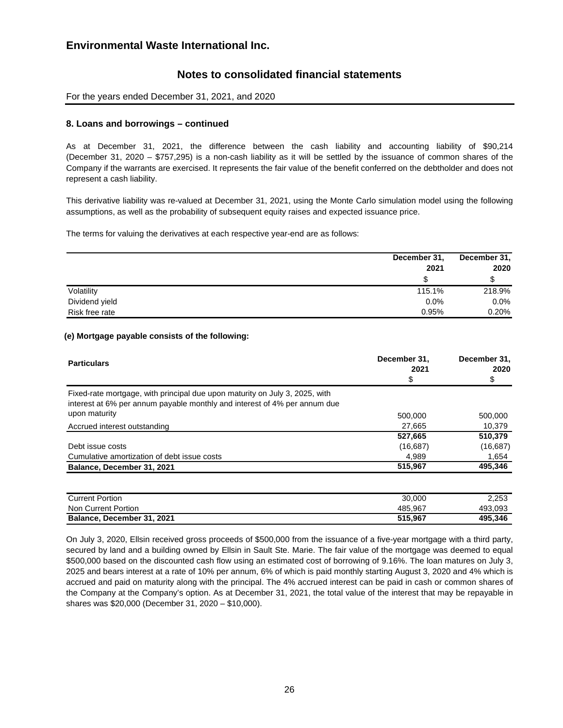# Environmental Waste International Inc.

## Notes to consolidated financial statements

For the years ended December 31, 2021, and 2020

### 8. Loans and borrowings – continued

As at December 31, 2021, the difference between the cash liability and accounting liability of $90,214 (December 31, 2020 – $757,295) is a non-cash liability as it will be settled by the issuance of common shares of the Company if the warrants are exercised. It represents the fair value of the benefit conferred on the debtholder and does not represent a cash liability.

This derivative liability was re-valued at December 31, 2021, using the Monte Carlo simulation model using the following assumptions, as well as the probability of subsequent equity raises and expected issuance price.

The terms for valuing the derivatives at each respective year-end are as follows:

| | December 31, 2021 | December 31, 2020 |
|---|---|---|
| | $ | $ |
| Volatility | 115.1% | 218.9% |
| Dividend yield | 0.0% | 0.0% |
| Risk free rate | 0.95% | 0.20% |

**(e) Mortgage payable consists of the following:**

| Particulars | December 31, 2021 | December 31, 2020 |
|---|---|---|
| | $ | $ |
| Fixed-rate mortgage, with principal due upon maturity on July 3, 2025, with interest at 6% per annum payable monthly and interest of 4% per annum due upon maturity | 500,000 | 500,000 |
| Accrued interest outstanding | 27,665 | 10,379 |
| | **527,665** | **510,379** |
| Debt issue costs | (16,687) | (16,687) |
| Cumulative amortization of debt issue costs | 4,989 | 1,654 |
| **Balance, December 31, 2021** | **515,967** | **495,346** |

| | | |
|---|---|---|
| Current Portion | 30,000 | 2,253 |
| Non Current Portion | 485,967 | 493,093 |
| **Balance, December 31, 2021** | **515,967** | **495,346** |

On July 3, 2020, Ellsin received gross proceeds of $500,000 from the issuance of a five-year mortgage with a third party, secured by land and a building owned by Ellsin in Sault Ste. Marie. The fair value of the mortgage was deemed to equal $500,000 based on the discounted cash flow using an estimated cost of borrowing of 9.16%. The loan matures on July 3, 2025 and bears interest at a rate of 10% per annum, 6% of which is paid monthly starting August 3, 2020 and 4% which is accrued and paid on maturity along with the principal. The 4% accrued interest can be paid in cash or common shares of the Company at the Company's option. As at December 31, 2021, the total value of the interest that may be repayable in shares was $20,000 (December 31, 2020 – $10,000).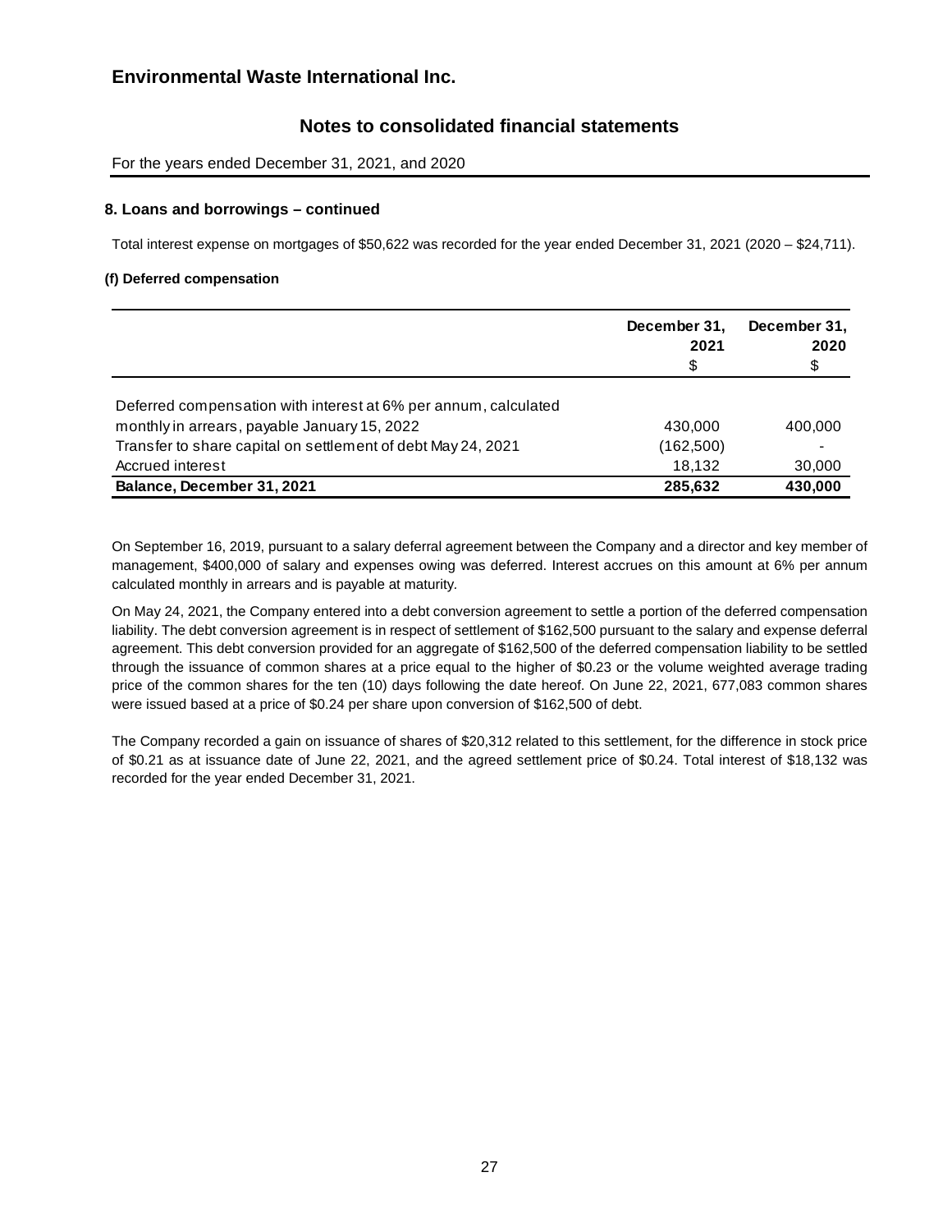## 8. Loans and borrowings – continued

Total interest expense on mortgages of $50,622 was recorded for the year ended December 31, 2021 (2020 – $24,711).

### (f) Deferred compensation

| | December 31, 2021 $ | December 31, 2020 $ |
|---|---|---|
| Deferred compensation with interest at 6% per annum, calculated monthly in arrears, payable January 15, 2022 | 430,000 | 400,000 |
| Transfer to share capital on settlement of debt May 24, 2021 | (162,500) | - |
| Accrued interest | 18,132 | 30,000 |
| **Balance, December 31, 2021** | **285,632** | **430,000** |

On September 16, 2019, pursuant to a salary deferral agreement between the Company and a director and key member of management, $400,000 of salary and expenses owing was deferred. Interest accrues on this amount at 6% per annum calculated monthly in arrears and is payable at maturity.

On May 24, 2021, the Company entered into a debt conversion agreement to settle a portion of the deferred compensation liability. The debt conversion agreement is in respect of settlement of $162,500 pursuant to the salary and expense deferral agreement. This debt conversion provided for an aggregate of $162,500 of the deferred compensation liability to be settled through the issuance of common shares at a price equal to the higher of $0.23 or the volume weighted average trading price of the common shares for the ten (10) days following the date hereof. On June 22, 2021, 677,083 common shares were issued based at a price of $0.24 per share upon conversion of $162,500 of debt.

The Company recorded a gain on issuance of shares of $20,312 related to this settlement, for the difference in stock price of $0.21 as at issuance date of June 22, 2021, and the agreed settlement price of $0.24. Total interest of $18,132 was recorded for the year ended December 31, 2021.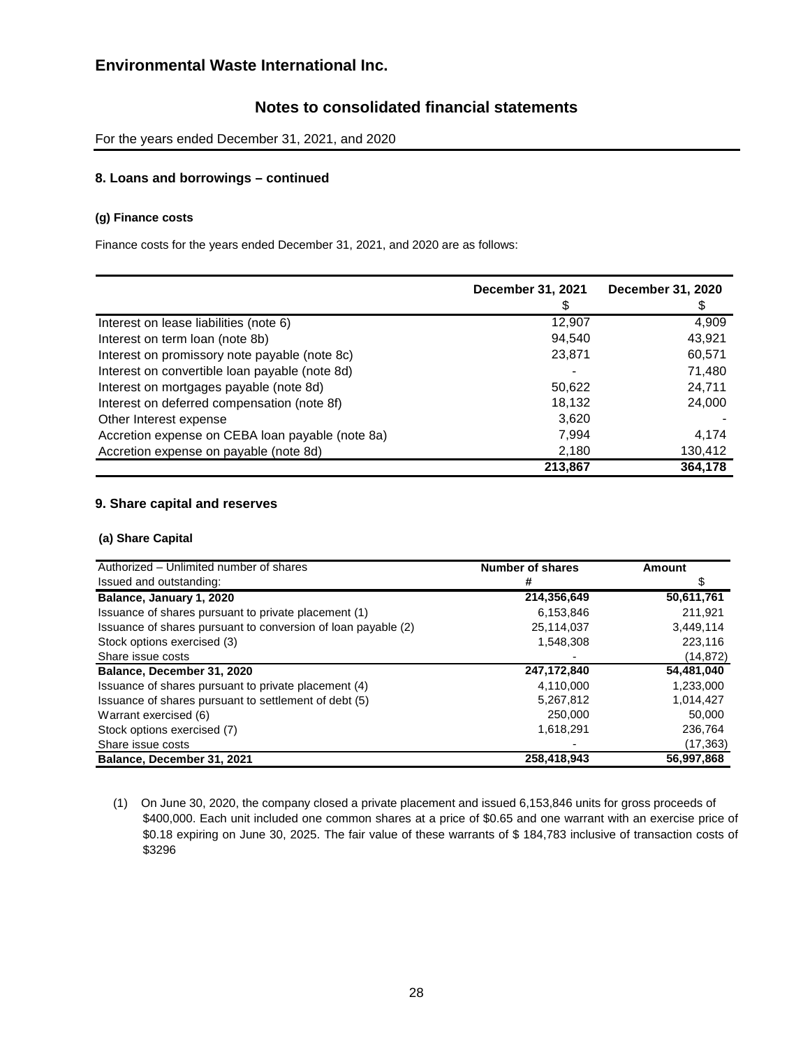## Environmental Waste International Inc.

## Notes to consolidated financial statements

For the years ended December 31, 2021, and 2020

### 8. Loans and borrowings – continued

#### (g) Finance costs

Finance costs for the years ended December 31, 2021, and 2020 are as follows:

| | December 31, 2021<br>$ | December 31, 2020<br>$ |
|---|---|---|
| Interest on lease liabilities (note 6) | 12,907 | 4,909 |
| Interest on term loan (note 8b) | 94,540 | 43,921 |
| Interest on promissory note payable (note 8c) | 23,871 | 60,571 |
| Interest on convertible loan payable (note 8d) | - | 71,480 |
| Interest on mortgages payable (note 8d) | 50,622 | 24,711 |
| Interest on deferred compensation (note 8f) | 18,132 | 24,000 |
| Other Interest expense | 3,620 | - |
| Accretion expense on CEBA loan payable (note 8a) | 7,994 | 4,174 |
| Accretion expense on payable (note 8d) | 2,180 | 130,412 |
| | **213,867** | **364,178** |

### 9. Share capital and reserves

#### (a) Share Capital

| Authorized – Unlimited number of shares | Number of shares | Amount |
|---|---|---|
| Issued and outstanding: | # | $ |
| **Balance, January 1, 2020** | **214,356,649** | **50,611,761** |
| Issuance of shares pursuant to private placement (1) | 6,153,846 | 211,921 |
| Issuance of shares pursuant to conversion of loan payable (2) | 25,114,037 | 3,449,114 |
| Stock options exercised (3) | 1,548,308 | 223,116 |
| Share issue costs | - | (14,872) |
| **Balance, December 31, 2020** | **247,172,840** | **54,481,040** |
| Issuance of shares pursuant to private placement (4) | 4,110,000 | 1,233,000 |
| Issuance of shares pursuant to settlement of debt (5) | 5,267,812 | 1,014,427 |
| Warrant exercised (6) | 250,000 | 50,000 |
| Stock options exercised (7) | 1,618,291 | 236,764 |
| Share issue costs | - | (17,363) |
| **Balance, December 31, 2021** | **258,418,943** | **56,997,868** |

(1) On June 30, 2020, the company closed a private placement and issued 6,153,846 units for gross proceeds of $400,000. Each unit included one common shares at a price of $0.65 and one warrant with an exercise price of $0.18 expiring on June 30, 2025. The fair value of these warrants of $ 184,783 inclusive of transaction costs of $3296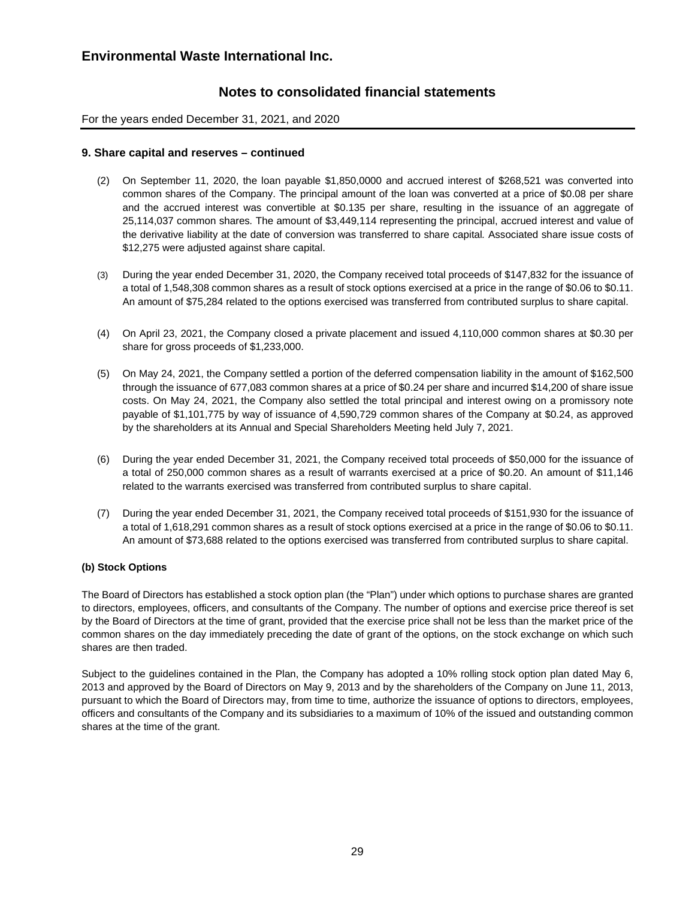## 9. Share capital and reserves – continued

(2) On September 11, 2020, the loan payable $1,850,0000 and accrued interest of $268,521 was converted into common shares of the Company. The principal amount of the loan was converted at a price of $0.08 per share and the accrued interest was convertible at $0.135 per share, resulting in the issuance of an aggregate of 25,114,037 common shares. The amount of $3,449,114 representing the principal, accrued interest and value of the derivative liability at the date of conversion was transferred to share capital. Associated share issue costs of $12,275 were adjusted against share capital.

(3) During the year ended December 31, 2020, the Company received total proceeds of $147,832 for the issuance of a total of 1,548,308 common shares as a result of stock options exercised at a price in the range of $0.06 to $0.11. An amount of $75,284 related to the options exercised was transferred from contributed surplus to share capital.

(4) On April 23, 2021, the Company closed a private placement and issued 4,110,000 common shares at $0.30 per share for gross proceeds of $1,233,000.

(5) On May 24, 2021, the Company settled a portion of the deferred compensation liability in the amount of $162,500 through the issuance of 677,083 common shares at a price of $0.24 per share and incurred $14,200 of share issue costs. On May 24, 2021, the Company also settled the total principal and interest owing on a promissory note payable of $1,101,775 by way of issuance of 4,590,729 common shares of the Company at $0.24, as approved by the shareholders at its Annual and Special Shareholders Meeting held July 7, 2021.

(6) During the year ended December 31, 2021, the Company received total proceeds of $50,000 for the issuance of a total of 250,000 common shares as a result of warrants exercised at a price of $0.20. An amount of $11,146 related to the warrants exercised was transferred from contributed surplus to share capital.

(7) During the year ended December 31, 2021, the Company received total proceeds of $151,930 for the issuance of a total of 1,618,291 common shares as a result of stock options exercised at a price in the range of $0.06 to $0.11. An amount of $73,688 related to the options exercised was transferred from contributed surplus to share capital.

### (b) Stock Options

The Board of Directors has established a stock option plan (the "Plan") under which options to purchase shares are granted to directors, employees, officers, and consultants of the Company. The number of options and exercise price thereof is set by the Board of Directors at the time of grant, provided that the exercise price shall not be less than the market price of the common shares on the day immediately preceding the date of grant of the options, on the stock exchange on which such shares are then traded.

Subject to the guidelines contained in the Plan, the Company has adopted a 10% rolling stock option plan dated May 6, 2013 and approved by the Board of Directors on May 9, 2013 and by the shareholders of the Company on June 11, 2013, pursuant to which the Board of Directors may, from time to time, authorize the issuance of options to directors, employees, officers and consultants of the Company and its subsidiaries to a maximum of 10% of the issued and outstanding common shares at the time of the grant.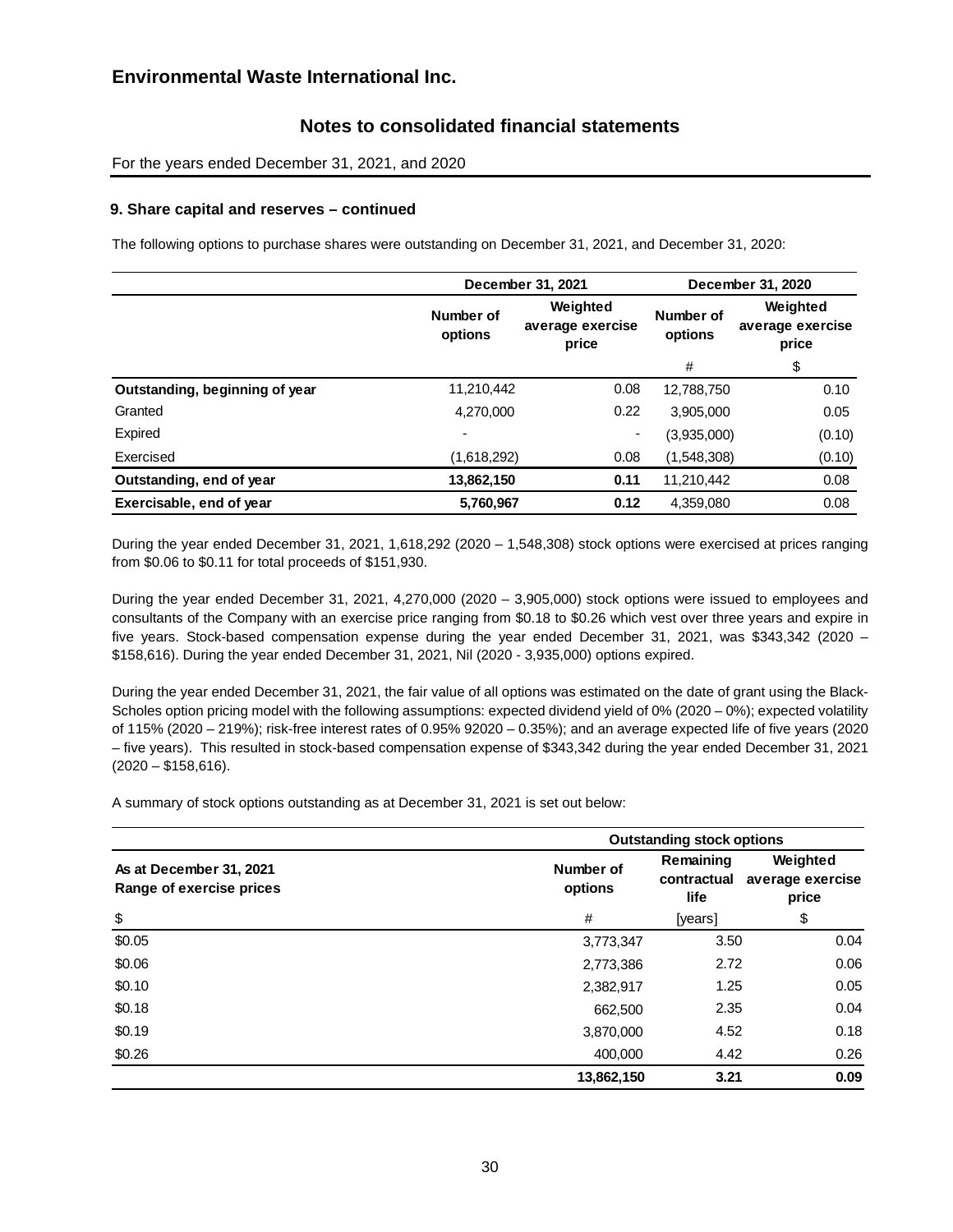## 9. Share capital and reserves – continued

The following options to purchase shares were outstanding on December 31, 2021, and December 31, 2020:

| | December 31, 2021 | | December 31, 2020 | |
|---|---|---|---|---|
| | Number of options | Weighted average exercise price | Number of options | Weighted average exercise price |
| | | | # | $ |
| **Outstanding, beginning of year** | 11,210,442 | 0.08 | 12,788,750 | 0.10 |
| Granted | 4,270,000 | 0.22 | 3,905,000 | 0.05 |
| Expired | - | - | (3,935,000) | (0.10) |
| Exercised | (1,618,292) | 0.08 | (1,548,308) | (0.10) |
| **Outstanding, end of year** | **13,862,150** | **0.11** | 11,210,442 | 0.08 |
| **Exercisable, end of year** | **5,760,967** | **0.12** | 4,359,080 | 0.08 |

During the year ended December 31, 2021, 1,618,292 (2020 – 1,548,308) stock options were exercised at prices ranging from $0.06 to $0.11 for total proceeds of $151,930.

During the year ended December 31, 2021, 4,270,000 (2020 – 3,905,000) stock options were issued to employees and consultants of the Company with an exercise price ranging from $0.18 to $0.26 which vest over three years and expire in five years. Stock-based compensation expense during the year ended December 31, 2021, was $343,342 (2020 – $158,616). During the year ended December 31, 2021, Nil (2020 - 3,935,000) options expired.

During the year ended December 31, 2021, the fair value of all options was estimated on the date of grant using the Black-Scholes option pricing model with the following assumptions: expected dividend yield of 0% (2020 – 0%); expected volatility of 115% (2020 – 219%); risk-free interest rates of 0.95% 92020 – 0.35%); and an average expected life of five years (2020 – five years). This resulted in stock-based compensation expense of $343,342 during the year ended December 31, 2021 (2020 – $158,616).

A summary of stock options outstanding as at December 31, 2021 is set out below:

| | Outstanding stock options | | |
|---|---|---|---|
| **As at December 31, 2021**<br>**Range of exercise prices** | Number of options | Remaining contractual life | Weighted average exercise price |
| $ | # | [years] | $ |
| $0.05 | 3,773,347 | 3.50 | 0.04 |
| $0.06 | 2,773,386 | 2.72 | 0.06 |
| $0.10 | 2,382,917 | 1.25 | 0.05 |
| $0.18 | 662,500 | 2.35 | 0.04 |
| $0.19 | 3,870,000 | 4.52 | 0.18 |
| $0.26 | 400,000 | 4.42 | 0.26 |
| | **13,862,150** | **3.21** | **0.09** |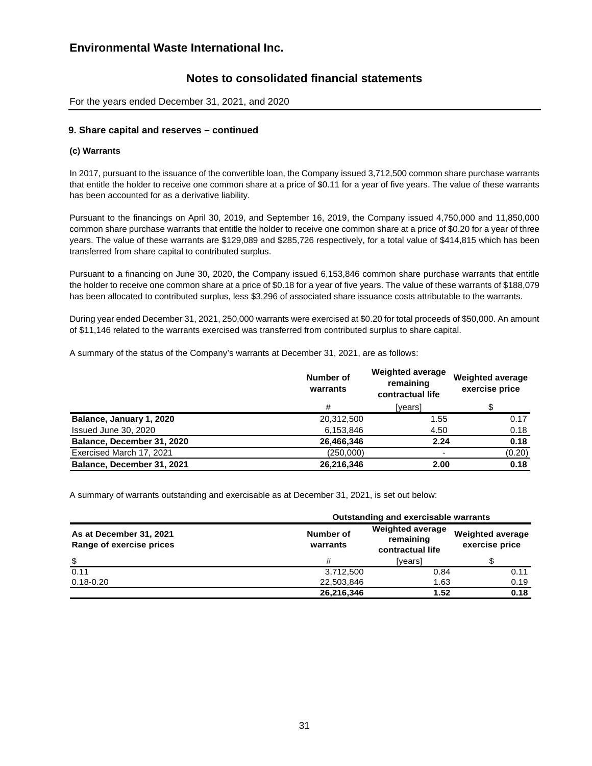### 9. Share capital and reserves – continued

#### (c) Warrants

In 2017, pursuant to the issuance of the convertible loan, the Company issued 3,712,500 common share purchase warrants that entitle the holder to receive one common share at a price of $0.11 for a year of five years. The value of these warrants has been accounted for as a derivative liability.

Pursuant to the financings on April 30, 2019, and September 16, 2019, the Company issued 4,750,000 and 11,850,000 common share purchase warrants that entitle the holder to receive one common share at a price of $0.20 for a year of three years. The value of these warrants are $129,089 and $285,726 respectively, for a total value of $414,815 which has been transferred from share capital to contributed surplus.

Pursuant to a financing on June 30, 2020, the Company issued 6,153,846 common share purchase warrants that entitle the holder to receive one common share at a price of $0.18 for a year of five years. The value of these warrants of $188,079 has been allocated to contributed surplus, less $3,296 of associated share issuance costs attributable to the warrants.

During year ended December 31, 2021, 250,000 warrants were exercised at $0.20 for total proceeds of $50,000. An amount of $11,146 related to the warrants exercised was transferred from contributed surplus to share capital.

A summary of the status of the Company's warrants at December 31, 2021, are as follows:

| | Number of warrants | Weighted average remaining contractual life | Weighted average exercise price |
|---|---|---|---|
| | # | [years] | $ |
| **Balance, January 1, 2020** | 20,312,500 | 1.55 | 0.17 |
| Issued June 30, 2020 | 6,153,846 | 4.50 | 0.18 |
| **Balance, December 31, 2020** | **26,466,346** | **2.24** | **0.18** |
| Exercised March 17, 2021 | (250,000) | - | (0.20) |
| **Balance, December 31, 2021** | **26,216,346** | **2.00** | **0.18** |

A summary of warrants outstanding and exercisable as at December 31, 2021, is set out below:

| | Outstanding and exercisable warrants | | |
|---|---|---|---|
| **As at December 31, 2021 Range of exercise prices** | **Number of warrants** | **Weighted average remaining contractual life** | **Weighted average exercise price** |
| $ | # | [years] | $ |
| 0.11 | 3,712,500 | 0.84 | 0.11 |
| 0.18-0.20 | 22,503,846 | 1.63 | 0.19 |
| | **26,216,346** | **1.52** | **0.18** |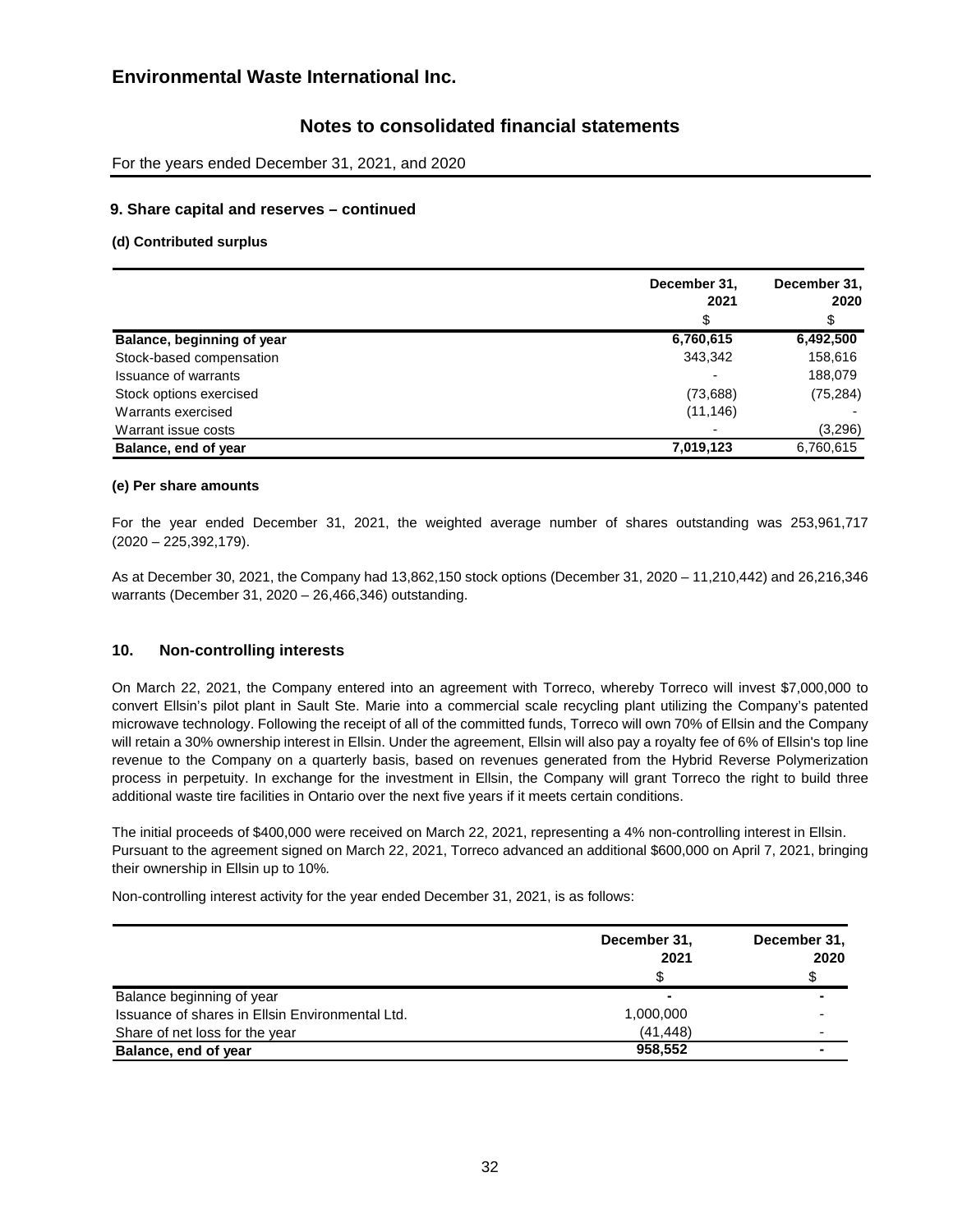## 9. Share capital and reserves – continued

**(d) Contributed surplus**

| | December 31, 2021 | December 31, 2020 |
|---|---|---|
| | $ | $ |
| **Balance, beginning of year** | **6,760,615** | **6,492,500** |
| Stock-based compensation | 343,342 | 158,616 |
| Issuance of warrants | - | 188,079 |
| Stock options exercised | (73,688) | (75,284) |
| Warrants exercised | (11,146) | - |
| Warrant issue costs | - | (3,296) |
| **Balance, end of year** | **7,019,123** | 6,760,615 |

**(e) Per share amounts**

For the year ended December 31, 2021, the weighted average number of shares outstanding was 253,961,717 (2020 – 225,392,179).

As at December 30, 2021, the Company had 13,862,150 stock options (December 31, 2020 – 11,210,442) and 26,216,346 warrants (December 31, 2020 – 26,466,346) outstanding.

## 10. Non-controlling interests

On March 22, 2021, the Company entered into an agreement with Torreco, whereby Torreco will invest $7,000,000 to convert Ellsin's pilot plant in Sault Ste. Marie into a commercial scale recycling plant utilizing the Company's patented microwave technology. Following the receipt of all of the committed funds, Torreco will own 70% of Ellsin and the Company will retain a 30% ownership interest in Ellsin. Under the agreement, Ellsin will also pay a royalty fee of 6% of Ellsin's top line revenue to the Company on a quarterly basis, based on revenues generated from the Hybrid Reverse Polymerization process in perpetuity. In exchange for the investment in Ellsin, the Company will grant Torreco the right to build three additional waste tire facilities in Ontario over the next five years if it meets certain conditions.

The initial proceeds of $400,000 were received on March 22, 2021, representing a 4% non-controlling interest in Ellsin. Pursuant to the agreement signed on March 22, 2021, Torreco advanced an additional $600,000 on April 7, 2021, bringing their ownership in Ellsin up to 10%.

Non-controlling interest activity for the year ended December 31, 2021, is as follows:

| | December 31, 2021 | December 31, 2020 |
|---|---|---|
| | $ | $ |
| Balance beginning of year | - | - |
| Issuance of shares in Ellsin Environmental Ltd. | 1,000,000 | - |
| Share of net loss for the year | (41,448) | - |
| **Balance, end of year** | **958,552** | - |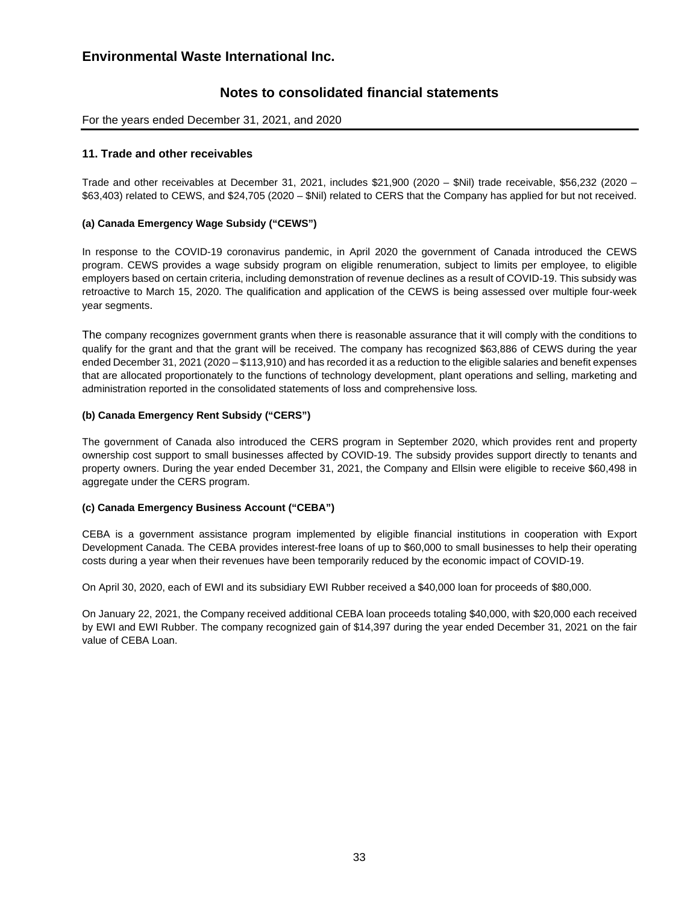## 11. Trade and other receivables

Trade and other receivables at December 31, 2021, includes $21,900 (2020 – $Nil) trade receivable, $56,232 (2020 – $63,403) related to CEWS, and $24,705 (2020 – $Nil) related to CERS that the Company has applied for but not received.

### (a) Canada Emergency Wage Subsidy ("CEWS")

In response to the COVID-19 coronavirus pandemic, in April 2020 the government of Canada introduced the CEWS program. CEWS provides a wage subsidy program on eligible renumeration, subject to limits per employee, to eligible employers based on certain criteria, including demonstration of revenue declines as a result of COVID-19. This subsidy was retroactive to March 15, 2020. The qualification and application of the CEWS is being assessed over multiple four-week year segments.

The company recognizes government grants when there is reasonable assurance that it will comply with the conditions to qualify for the grant and that the grant will be received. The company has recognized $63,886 of CEWS during the year ended December 31, 2021 (2020 – $113,910) and has recorded it as a reduction to the eligible salaries and benefit expenses that are allocated proportionately to the functions of technology development, plant operations and selling, marketing and administration reported in the consolidated statements of loss and comprehensive loss.

### (b) Canada Emergency Rent Subsidy ("CERS")

The government of Canada also introduced the CERS program in September 2020, which provides rent and property ownership cost support to small businesses affected by COVID-19. The subsidy provides support directly to tenants and property owners. During the year ended December 31, 2021, the Company and Ellsin were eligible to receive $60,498 in aggregate under the CERS program.

### (c) Canada Emergency Business Account ("CEBA")

CEBA is a government assistance program implemented by eligible financial institutions in cooperation with Export Development Canada. The CEBA provides interest-free loans of up to $60,000 to small businesses to help their operating costs during a year when their revenues have been temporarily reduced by the economic impact of COVID-19.

On April 30, 2020, each of EWI and its subsidiary EWI Rubber received a $40,000 loan for proceeds of $80,000.

On January 22, 2021, the Company received additional CEBA loan proceeds totaling $40,000, with $20,000 each received by EWI and EWI Rubber. The company recognized gain of $14,397 during the year ended December 31, 2021 on the fair value of CEBA Loan.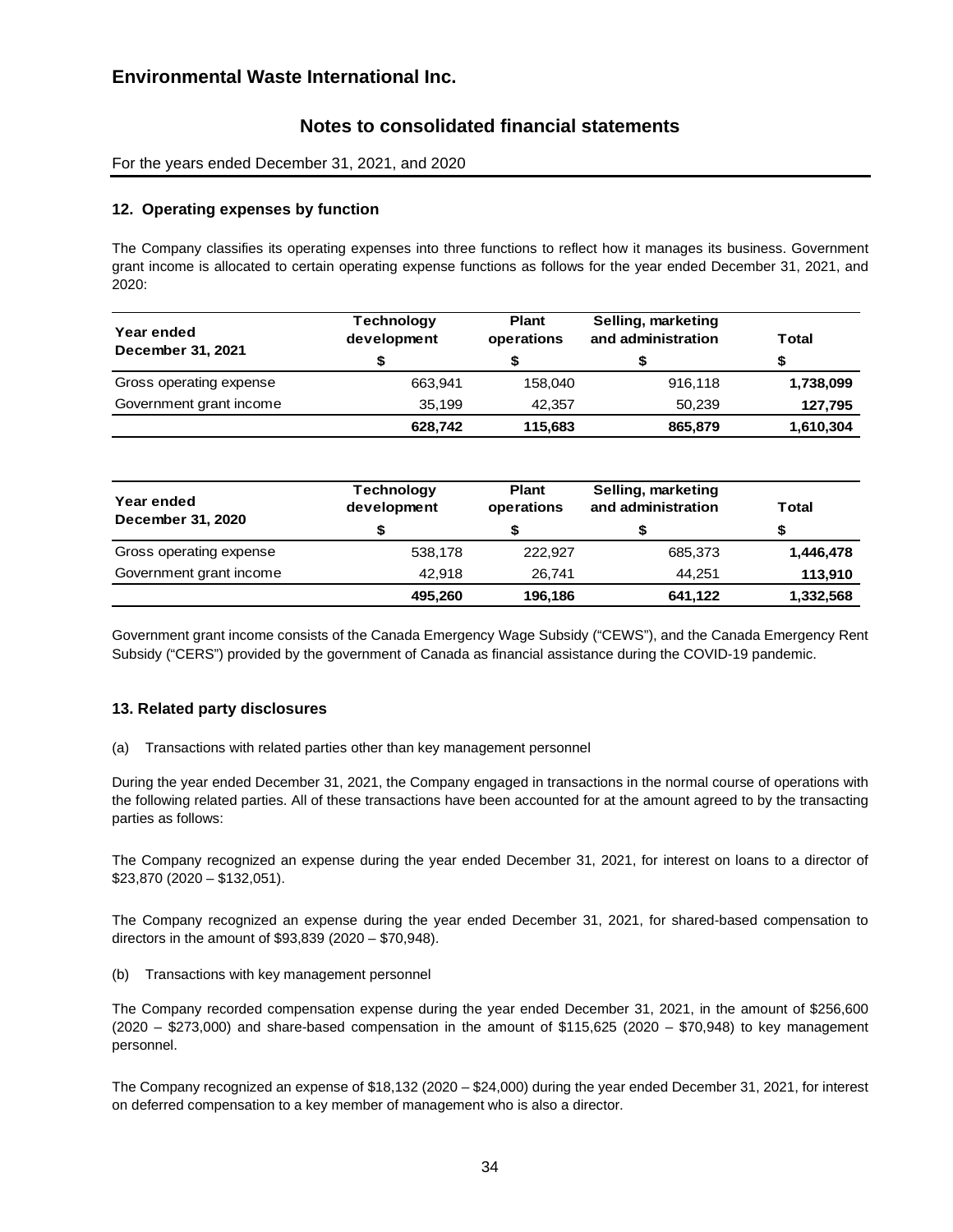## 12. Operating expenses by function

The Company classifies its operating expenses into three functions to reflect how it manages its business. Government grant income is allocated to certain operating expense functions as follows for the year ended December 31, 2021, and 2020:

| Year ended December 31, 2021 | Technology development | Plant operations | Selling, marketing and administration | Total |
|---|---|---|---|---|
| | $ | $ | $ | $ |
| Gross operating expense | 663,941 | 158,040 | 916,118 | **1,738,099** |
| Government grant income | 35,199 | 42,357 | 50,239 | **127,795** |
| | **628,742** | **115,683** | **865,879** | **1,610,304** |

| Year ended December 31, 2020 | Technology development | Plant operations | Selling, marketing and administration | Total |
|---|---|---|---|---|
| | $ | $ | $ | $ |
| Gross operating expense | 538,178 | 222,927 | 685,373 | **1,446,478** |
| Government grant income | 42,918 | 26,741 | 44,251 | **113,910** |
| | **495,260** | **196,186** | **641,122** | **1,332,568** |

Government grant income consists of the Canada Emergency Wage Subsidy ("CEWS"), and the Canada Emergency Rent Subsidy ("CERS") provided by the government of Canada as financial assistance during the COVID-19 pandemic.

## 13. Related party disclosures

(a) Transactions with related parties other than key management personnel

During the year ended December 31, 2021, the Company engaged in transactions in the normal course of operations with the following related parties. All of these transactions have been accounted for at the amount agreed to by the transacting parties as follows:

The Company recognized an expense during the year ended December 31, 2021, for interest on loans to a director of $23,870 (2020 – $132,051).

The Company recognized an expense during the year ended December 31, 2021, for shared-based compensation to directors in the amount of $93,839 (2020 – $70,948).

(b) Transactions with key management personnel

The Company recorded compensation expense during the year ended December 31, 2021, in the amount of $256,600 (2020 – $273,000) and share-based compensation in the amount of $115,625 (2020 – $70,948) to key management personnel.

The Company recognized an expense of $18,132 (2020 – $24,000) during the year ended December 31, 2021, for interest on deferred compensation to a key member of management who is also a director.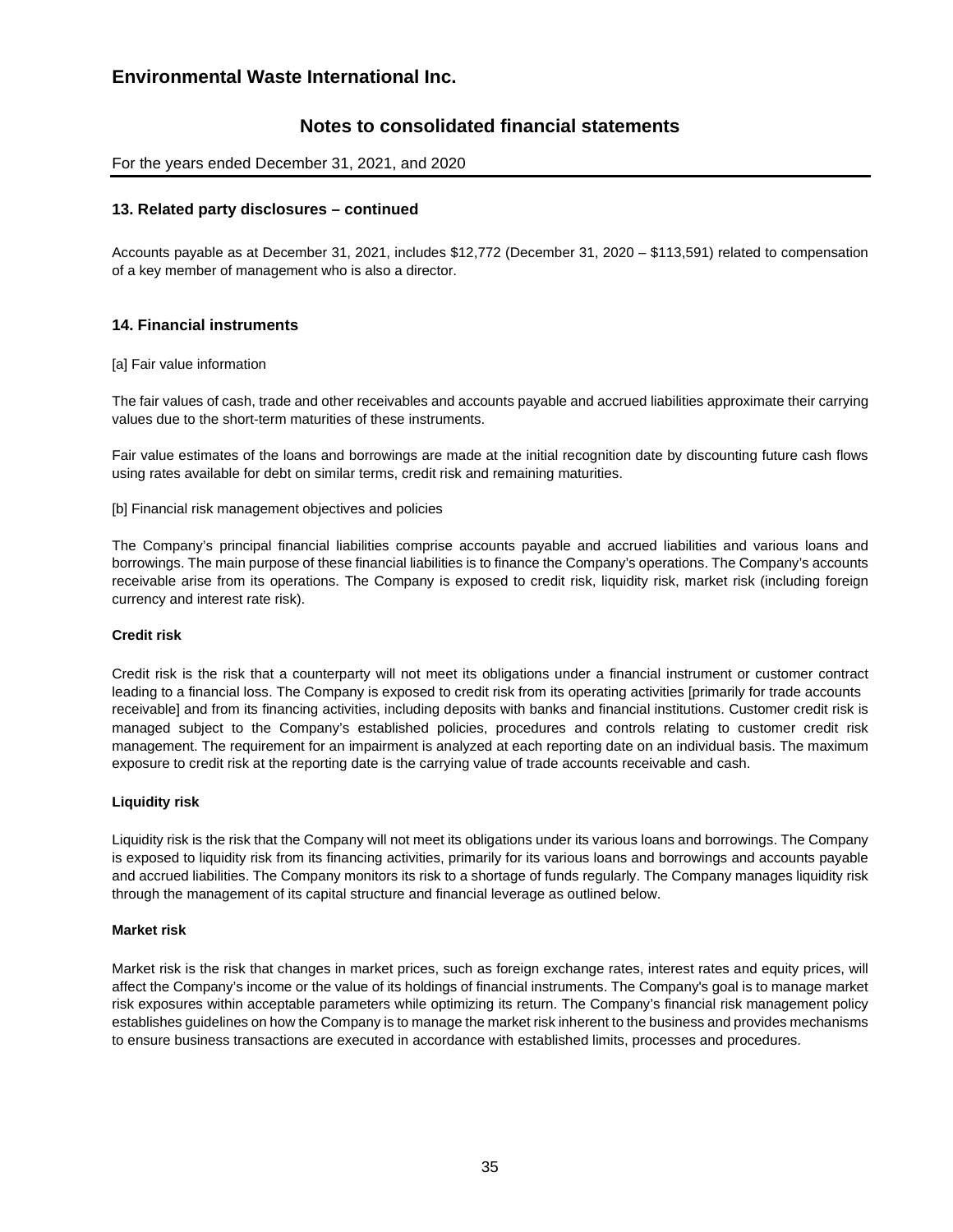## 13. Related party disclosures – continued

Accounts payable as at December 31, 2021, includes $12,772 (December 31, 2020 – $113,591) related to compensation of a key member of management who is also a director.

## 14. Financial instruments

[a] Fair value information

The fair values of cash, trade and other receivables and accounts payable and accrued liabilities approximate their carrying values due to the short-term maturities of these instruments.

Fair value estimates of the loans and borrowings are made at the initial recognition date by discounting future cash flows using rates available for debt on similar terms, credit risk and remaining maturities.

[b] Financial risk management objectives and policies

The Company's principal financial liabilities comprise accounts payable and accrued liabilities and various loans and borrowings. The main purpose of these financial liabilities is to finance the Company's operations. The Company's accounts receivable arise from its operations. The Company is exposed to credit risk, liquidity risk, market risk (including foreign currency and interest rate risk).

**Credit risk**

Credit risk is the risk that a counterparty will not meet its obligations under a financial instrument or customer contract leading to a financial loss. The Company is exposed to credit risk from its operating activities [primarily for trade accounts receivable] and from its financing activities, including deposits with banks and financial institutions. Customer credit risk is managed subject to the Company's established policies, procedures and controls relating to customer credit risk management. The requirement for an impairment is analyzed at each reporting date on an individual basis. The maximum exposure to credit risk at the reporting date is the carrying value of trade accounts receivable and cash.

**Liquidity risk**

Liquidity risk is the risk that the Company will not meet its obligations under its various loans and borrowings. The Company is exposed to liquidity risk from its financing activities, primarily for its various loans and borrowings and accounts payable and accrued liabilities. The Company monitors its risk to a shortage of funds regularly. The Company manages liquidity risk through the management of its capital structure and financial leverage as outlined below.

**Market risk**

Market risk is the risk that changes in market prices, such as foreign exchange rates, interest rates and equity prices, will affect the Company's income or the value of its holdings of financial instruments. The Company's goal is to manage market risk exposures within acceptable parameters while optimizing its return. The Company's financial risk management policy establishes guidelines on how the Company is to manage the market risk inherent to the business and provides mechanisms to ensure business transactions are executed in accordance with established limits, processes and procedures.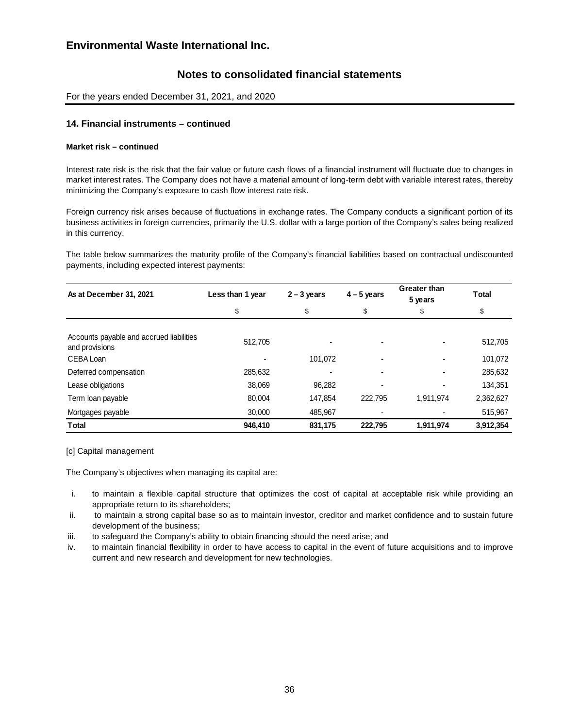### 14. Financial instruments – continued

**Market risk – continued**

Interest rate risk is the risk that the fair value or future cash flows of a financial instrument will fluctuate due to changes in market interest rates. The Company does not have a material amount of long-term debt with variable interest rates, thereby minimizing the Company's exposure to cash flow interest rate risk.

Foreign currency risk arises because of fluctuations in exchange rates. The Company conducts a significant portion of its business activities in foreign currencies, primarily the U.S. dollar with a large portion of the Company's sales being realized in this currency.

The table below summarizes the maturity profile of the Company's financial liabilities based on contractual undiscounted payments, including expected interest payments:

| As at December 31, 2021 | Less than 1 year | 2 – 3 years | 4 – 5 years | Greater than 5 years | Total |
|---|---|---|---|---|---|
| | $ | $ | $ | $ | $ |
| Accounts payable and accrued liabilities and provisions | 512,705 | - | - | - | 512,705 |
| CEBA Loan | - | 101,072 | - | - | 101,072 |
| Deferred compensation | 285,632 | - | - | - | 285,632 |
| Lease obligations | 38,069 | 96,282 | - | - | 134,351 |
| Term loan payable | 80,004 | 147,854 | 222,795 | 1,911,974 | 2,362,627 |
| Mortgages payable | 30,000 | 485,967 | - | - | 515,967 |
| **Total** | **946,410** | **831,175** | **222,795** | **1,911,974** | **3,912,354** |

[c] Capital management

The Company's objectives when managing its capital are:

i. to maintain a flexible capital structure that optimizes the cost of capital at acceptable risk while providing an appropriate return to its shareholders;
ii. to maintain a strong capital base so as to maintain investor, creditor and market confidence and to sustain future development of the business;
iii. to safeguard the Company's ability to obtain financing should the need arise; and
iv. to maintain financial flexibility in order to have access to capital in the event of future acquisitions and to improve current and new research and development for new technologies.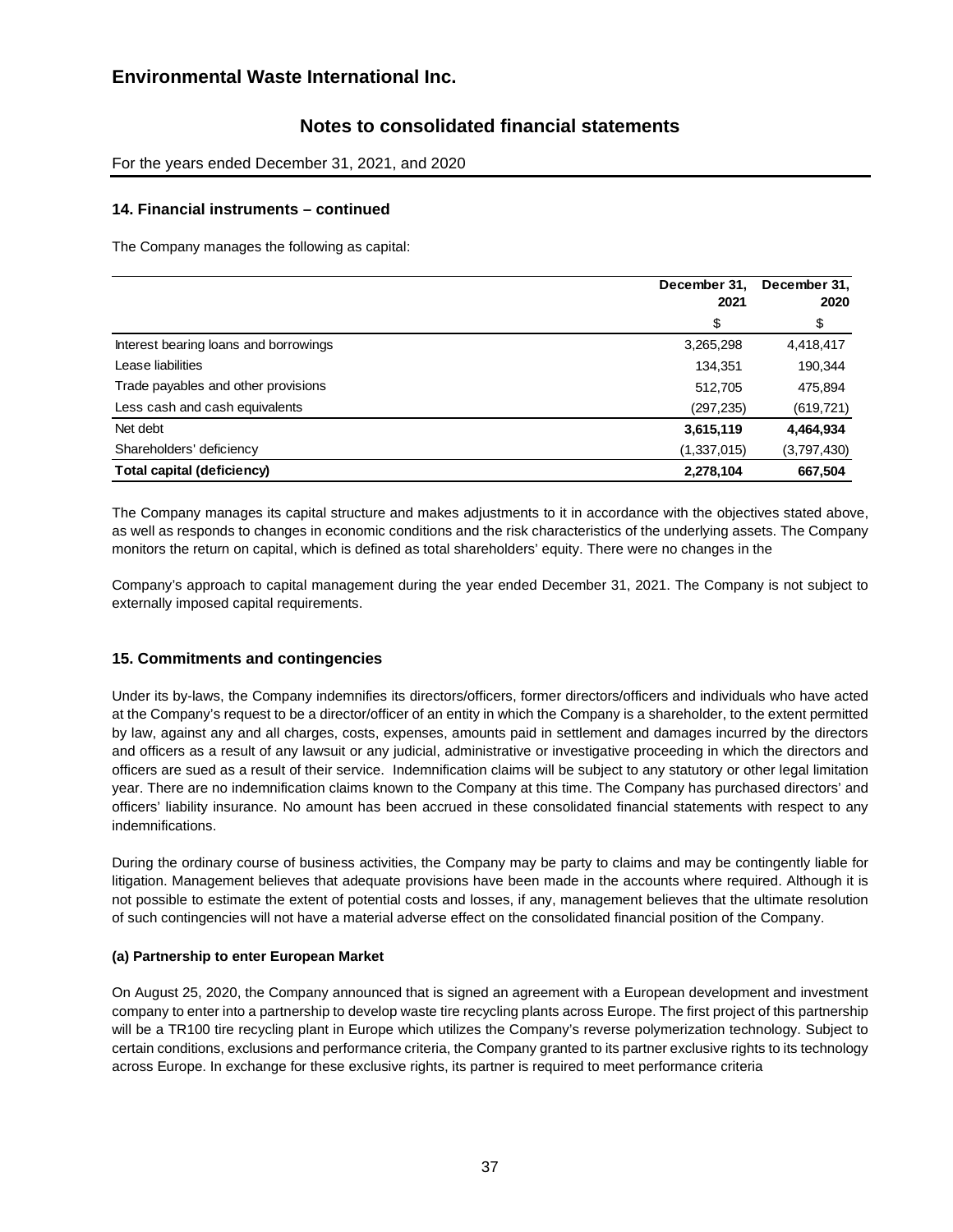# Environmental Waste International Inc.

## Notes to consolidated financial statements

For the years ended December 31, 2021, and 2020

### 14. Financial instruments – continued

The Company manages the following as capital:

| | December 31, 2021 | December 31, 2020 |
|---|---|---|
| | $ | $ |
| Interest bearing loans and borrowings | 3,265,298 | 4,418,417 |
| Lease liabilities | 134,351 | 190,344 |
| Trade payables and other provisions | 512,705 | 475,894 |
| Less cash and cash equivalents | (297,235) | (619,721) |
| Net debt | **3,615,119** | **4,464,934** |
| Shareholders' deficiency | (1,337,015) | (3,797,430) |
| **Total capital (deficiency)** | **2,278,104** | **667,504** |

The Company manages its capital structure and makes adjustments to it in accordance with the objectives stated above, as well as responds to changes in economic conditions and the risk characteristics of the underlying assets. The Company monitors the return on capital, which is defined as total shareholders' equity. There were no changes in the

Company's approach to capital management during the year ended December 31, 2021. The Company is not subject to externally imposed capital requirements.

### 15. Commitments and contingencies

Under its by-laws, the Company indemnifies its directors/officers, former directors/officers and individuals who have acted at the Company's request to be a director/officer of an entity in which the Company is a shareholder, to the extent permitted by law, against any and all charges, costs, expenses, amounts paid in settlement and damages incurred by the directors and officers as a result of any lawsuit or any judicial, administrative or investigative proceeding in which the directors and officers are sued as a result of their service. Indemnification claims will be subject to any statutory or other legal limitation year. There are no indemnification claims known to the Company at this time. The Company has purchased directors' and officers' liability insurance. No amount has been accrued in these consolidated financial statements with respect to any indemnifications.

During the ordinary course of business activities, the Company may be party to claims and may be contingently liable for litigation. Management believes that adequate provisions have been made in the accounts where required. Although it is not possible to estimate the extent of potential costs and losses, if any, management believes that the ultimate resolution of such contingencies will not have a material adverse effect on the consolidated financial position of the Company.

**(a) Partnership to enter European Market**

On August 25, 2020, the Company announced that is signed an agreement with a European development and investment company to enter into a partnership to develop waste tire recycling plants across Europe. The first project of this partnership will be a TR100 tire recycling plant in Europe which utilizes the Company's reverse polymerization technology. Subject to certain conditions, exclusions and performance criteria, the Company granted to its partner exclusive rights to its technology across Europe. In exchange for these exclusive rights, its partner is required to meet performance criteria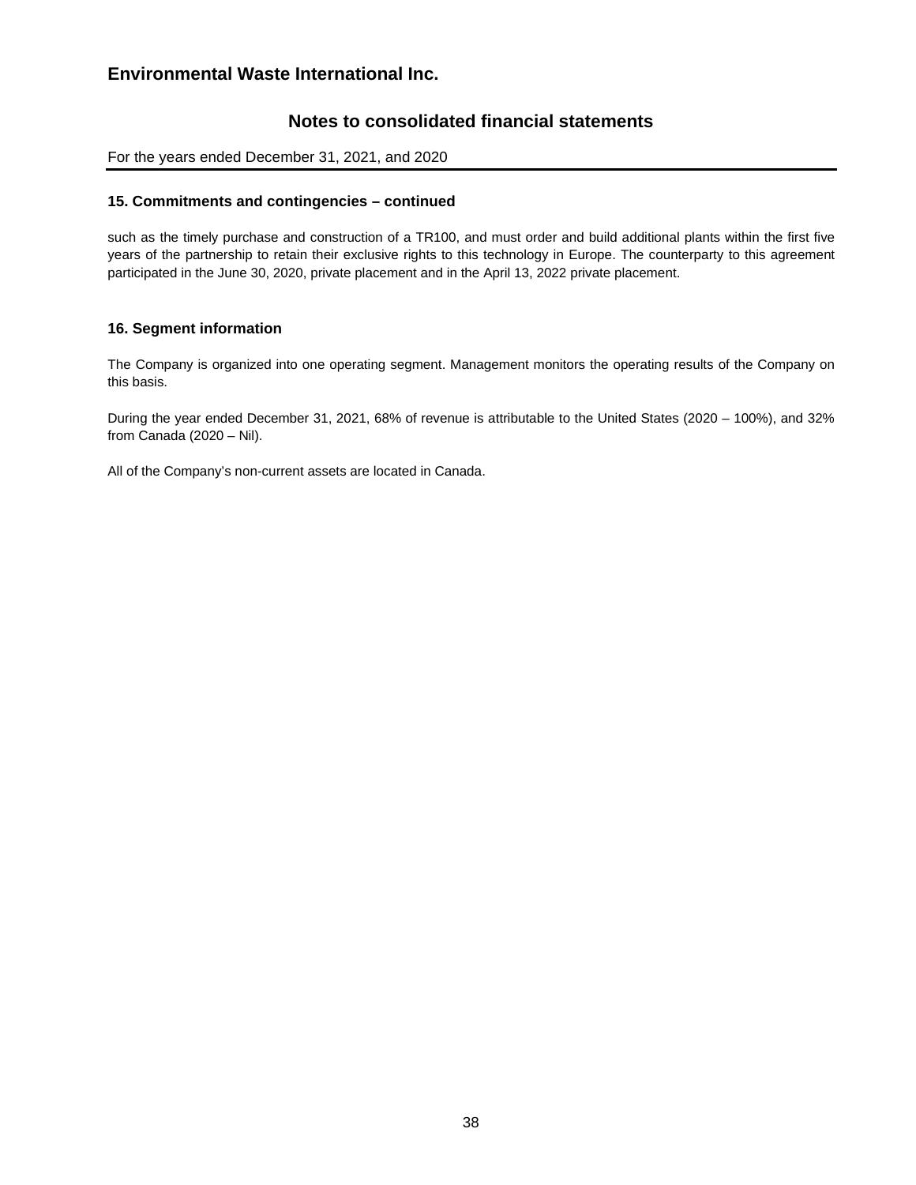## 15. Commitments and contingencies – continued

such as the timely purchase and construction of a TR100, and must order and build additional plants within the first five years of the partnership to retain their exclusive rights to this technology in Europe. The counterparty to this agreement participated in the June 30, 2020, private placement and in the April 13, 2022 private placement.

## 16. Segment information

The Company is organized into one operating segment. Management monitors the operating results of the Company on this basis.

During the year ended December 31, 2021, 68% of revenue is attributable to the United States (2020 – 100%), and 32% from Canada (2020 – Nil).

All of the Company's non-current assets are located in Canada.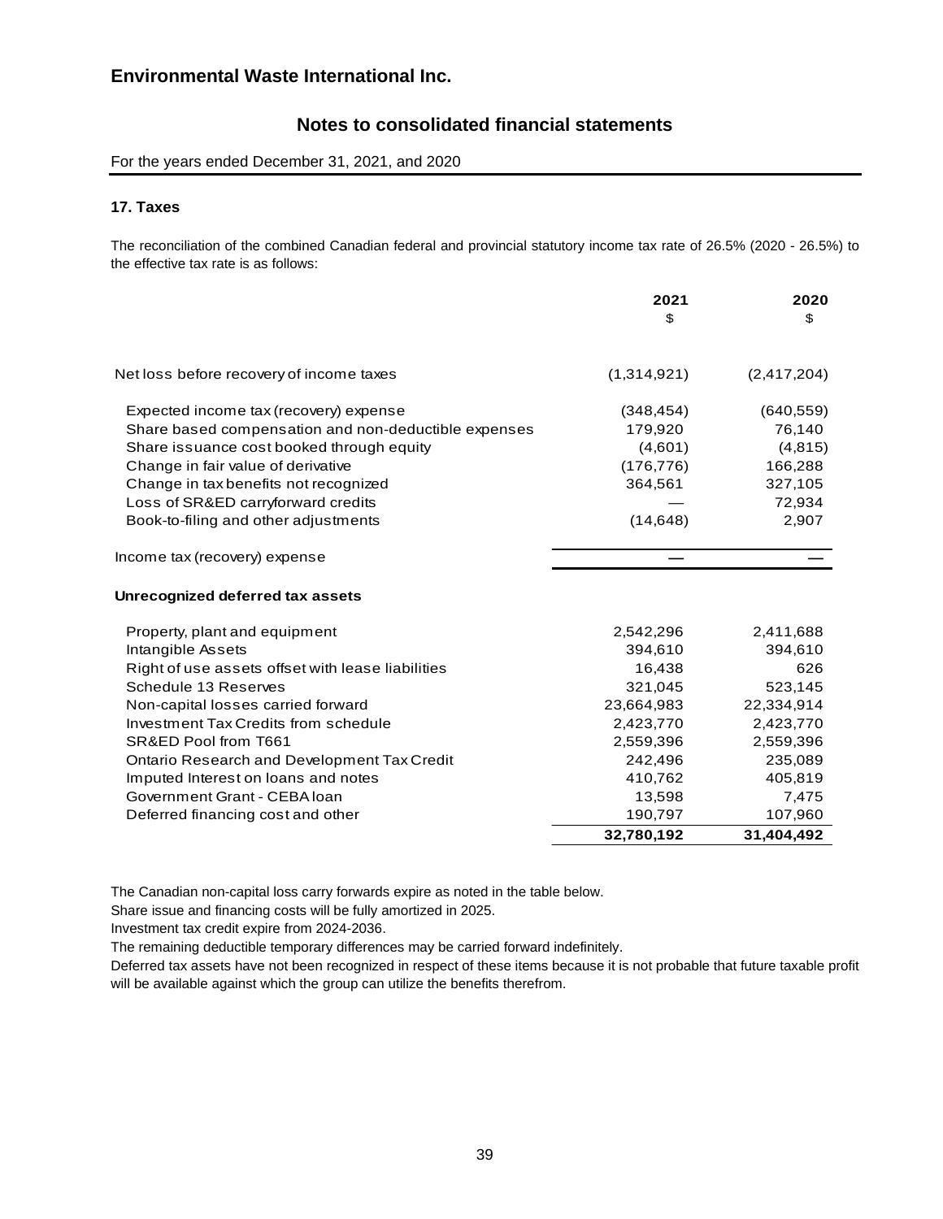## 17. Taxes

The reconciliation of the combined Canadian federal and provincial statutory income tax rate of 26.5% (2020 - 26.5%) to the effective tax rate is as follows:

| | 2021<br>$ | 2020<br>$ |
|---|---|---|
| Net loss before recovery of income taxes | (1,314,921) | (2,417,204) |
| Expected income tax (recovery) expense | (348,454) | (640,559) |
| Share based compensation and non-deductible expenses | 179,920 | 76,140 |
| Share issuance cost booked through equity | (4,601) | (4,815) |
| Change in fair value of derivative | (176,776) | 166,288 |
| Change in tax benefits not recognized | 364,561 | 327,105 |
| Loss of SR&ED carryforward credits | — | 72,934 |
| Book-to-filing and other adjustments | (14,648) | 2,907 |
| Income tax (recovery) expense | — | — |

| **Unrecognized deferred tax assets** | 2021<br>$ | 2020<br>$ |
|---|---|---|
| Property, plant and equipment | 2,542,296 | 2,411,688 |
| Intangible Assets | 394,610 | 394,610 |
| Right of use assets offset with lease liabilities | 16,438 | 626 |
| Schedule 13 Reserves | 321,045 | 523,145 |
| Non-capital losses carried forward | 23,664,983 | 22,334,914 |
| Investment Tax Credits from schedule | 2,423,770 | 2,423,770 |
| SR&ED Pool from T661 | 2,559,396 | 2,559,396 |
| Ontario Research and Development Tax Credit | 242,496 | 235,089 |
| Imputed Interest on loans and notes | 410,762 | 405,819 |
| Government Grant - CEBA loan | 13,598 | 7,475 |
| Deferred financing cost and other | 190,797 | 107,960 |
| | **32,780,192** | **31,404,492** |

The Canadian non-capital loss carry forwards expire as noted in the table below.
Share issue and financing costs will be fully amortized in 2025.
Investment tax credit expire from 2024-2036.
The remaining deductible temporary differences may be carried forward indefinitely.
Deferred tax assets have not been recognized in respect of these items because it is not probable that future taxable profit will be available against which the group can utilize the benefits therefrom.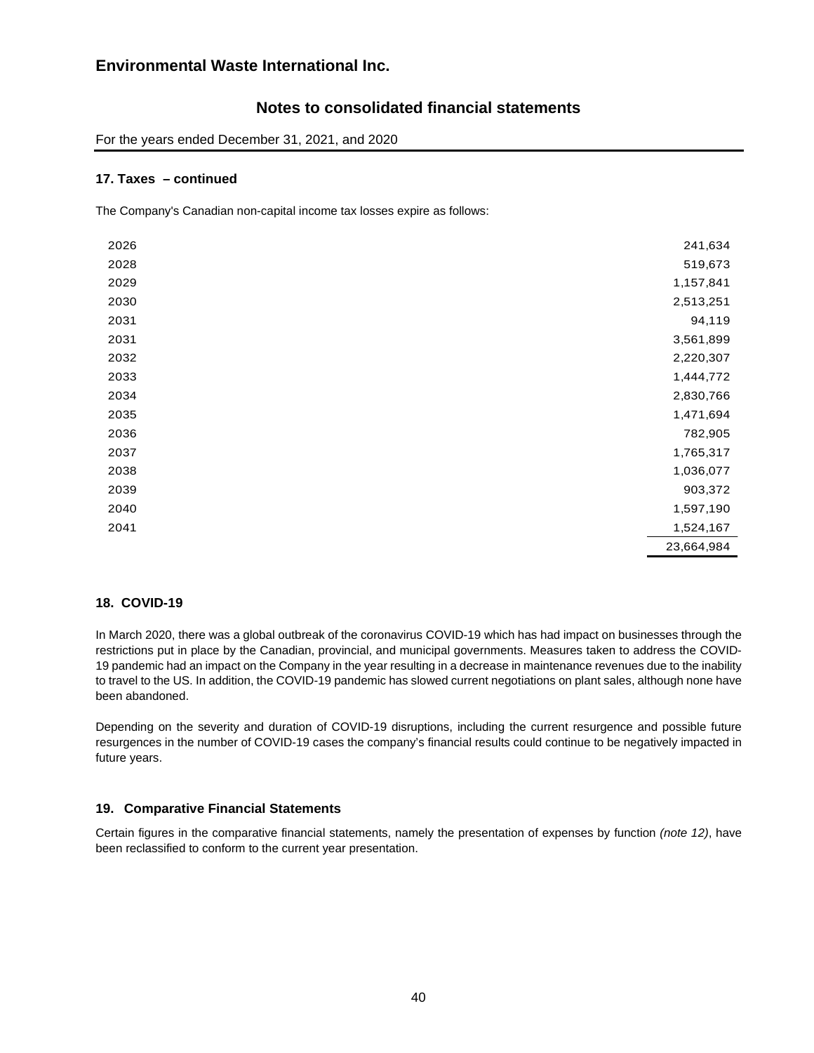# Environmental Waste International Inc.

## Notes to consolidated financial statements

For the years ended December 31, 2021, and 2020

### 17. Taxes – continued

The Company's Canadian non-capital income tax losses expire as follows:

| | |
|---|---:|
| 2026 | 241,634 |
| 2028 | 519,673 |
| 2029 | 1,157,841 |
| 2030 | 2,513,251 |
| 2031 | 94,119 |
| 2031 | 3,561,899 |
| 2032 | 2,220,307 |
| 2033 | 1,444,772 |
| 2034 | 2,830,766 |
| 2035 | 1,471,694 |
| 2036 | 782,905 |
| 2037 | 1,765,317 |
| 2038 | 1,036,077 |
| 2039 | 903,372 |
| 2040 | 1,597,190 |
| 2041 | 1,524,167 |
| | 23,664,984 |

### 18. COVID-19

In March 2020, there was a global outbreak of the coronavirus COVID-19 which has had impact on businesses through the restrictions put in place by the Canadian, provincial, and municipal governments. Measures taken to address the COVID-19 pandemic had an impact on the Company in the year resulting in a decrease in maintenance revenues due to the inability to travel to the US. In addition, the COVID-19 pandemic has slowed current negotiations on plant sales, although none have been abandoned.

Depending on the severity and duration of COVID-19 disruptions, including the current resurgence and possible future resurgences in the number of COVID-19 cases the company's financial results could continue to be negatively impacted in future years.

### 19. Comparative Financial Statements

Certain figures in the comparative financial statements, namely the presentation of expenses by function *(note 12)*, have been reclassified to conform to the current year presentation.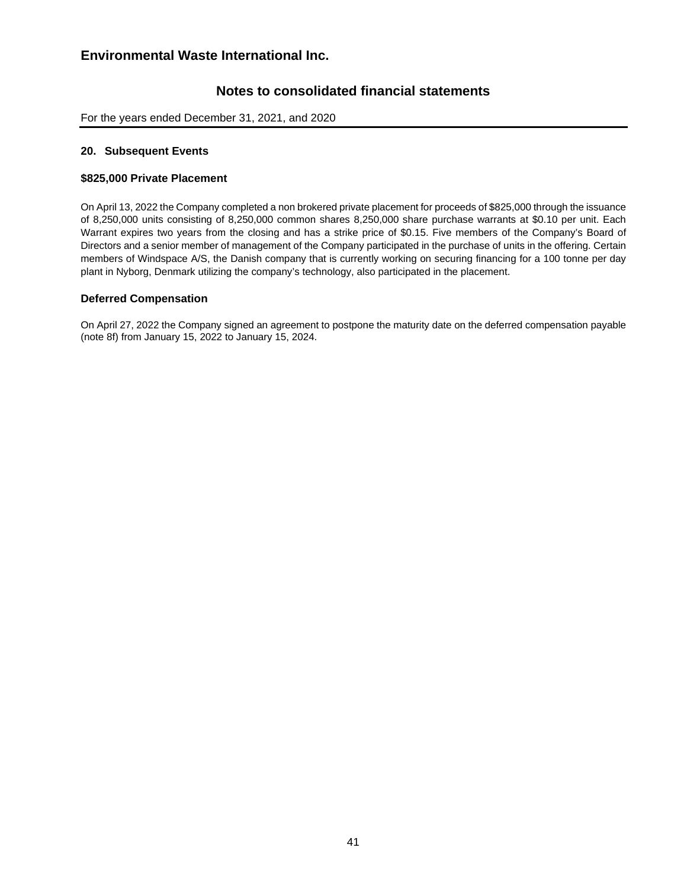## 20. Subsequent Events

### $825,000 Private Placement

On April 13, 2022 the Company completed a non brokered private placement for proceeds of $825,000 through the issuance of 8,250,000 units consisting of 8,250,000 common shares 8,250,000 share purchase warrants at $0.10 per unit. Each Warrant expires two years from the closing and has a strike price of $0.15. Five members of the Company's Board of Directors and a senior member of management of the Company participated in the purchase of units in the offering. Certain members of Windspace A/S, the Danish company that is currently working on securing financing for a 100 tonne per day plant in Nyborg, Denmark utilizing the company's technology, also participated in the placement.

### Deferred Compensation

On April 27, 2022 the Company signed an agreement to postpone the maturity date on the deferred compensation payable (note 8f) from January 15, 2022 to January 15, 2024.